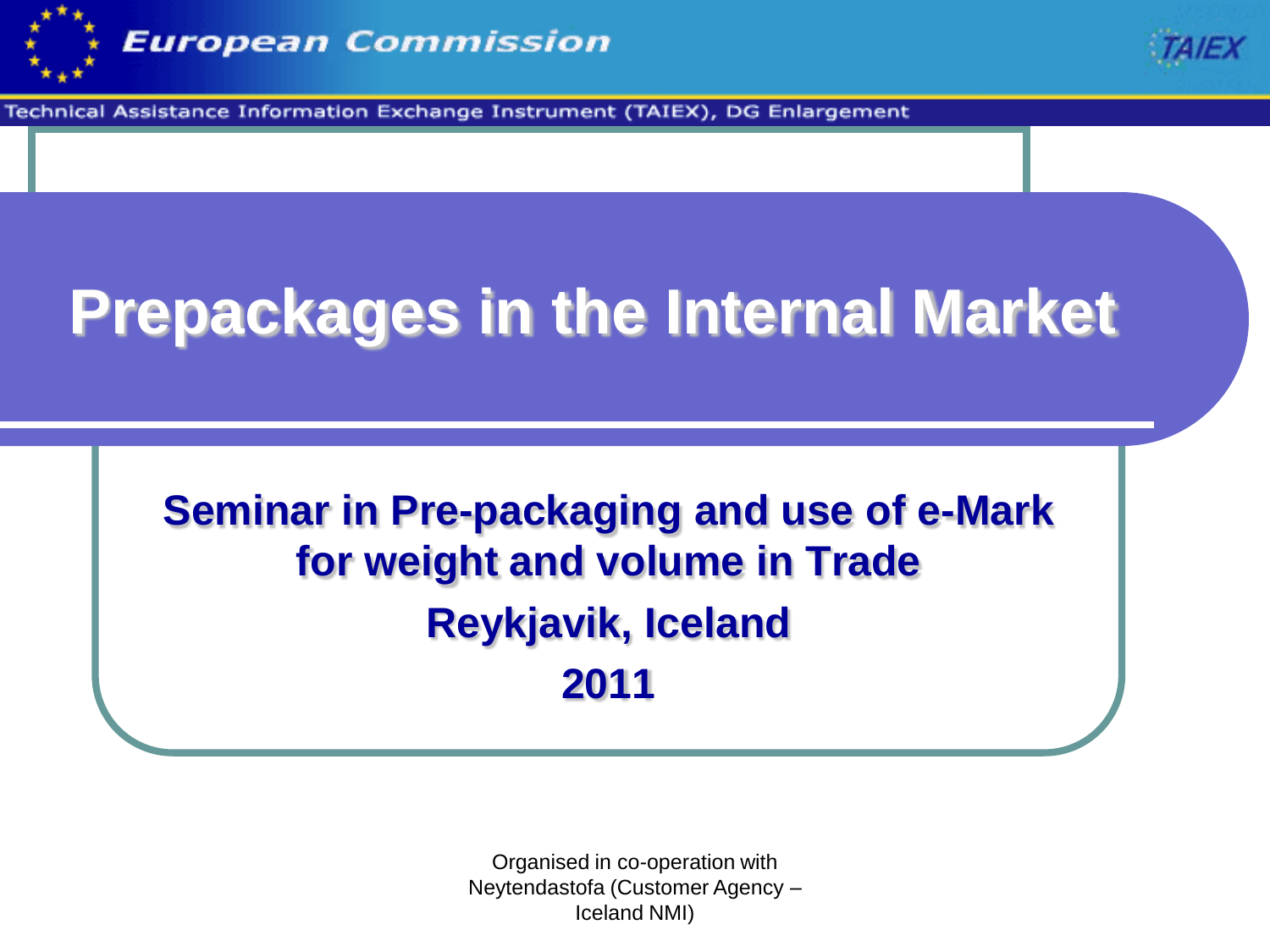European Commission

Technical Assistance Information Exchange Instrument (TAIEX), DG Enlargement

# Prepackages in the Internal Market

## Seminar in Pre-packaging and use of e-Mark for weight and volume in Trade

## Reykjavik, Iceland

## 2011

Organised in co-operation with Neytendastofa (Customer Agency – Iceland NMI)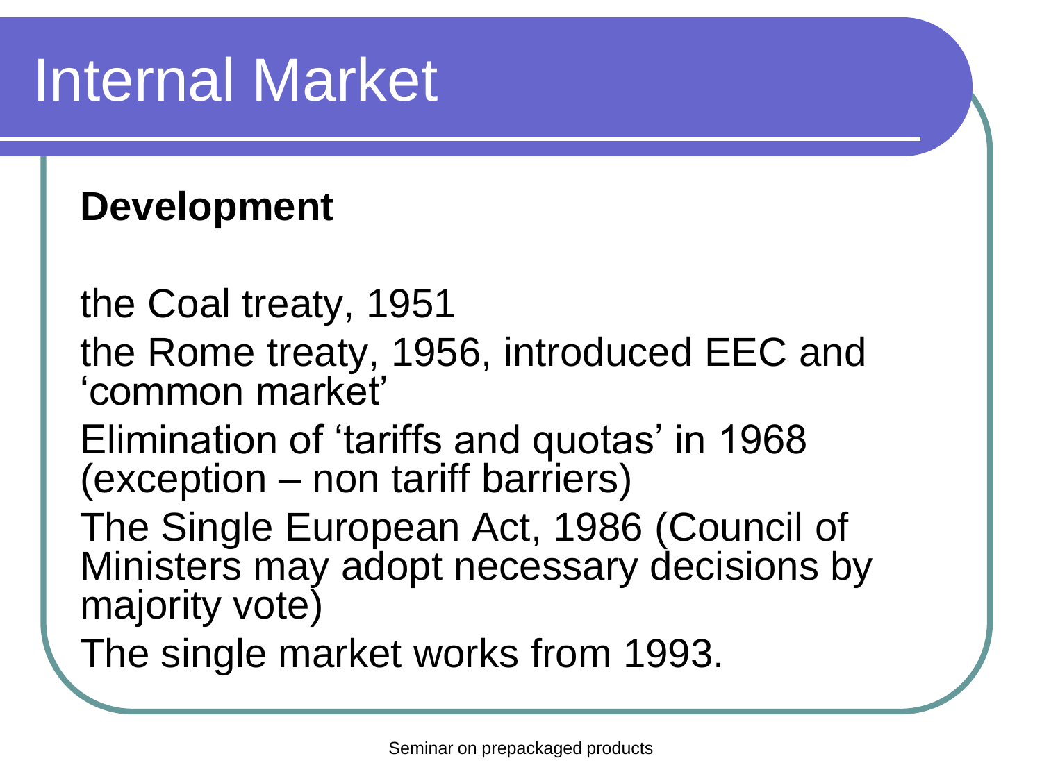# Internal Market

**Development**

the Coal treaty, 1951

the Rome treaty, 1956, introduced EEC and 'common market'

Elimination of 'tariffs and quotas' in 1968 (exception – non tariff barriers)

The Single European Act, 1986 (Council of Ministers may adopt necessary decisions by majority vote)

The single market works from 1993.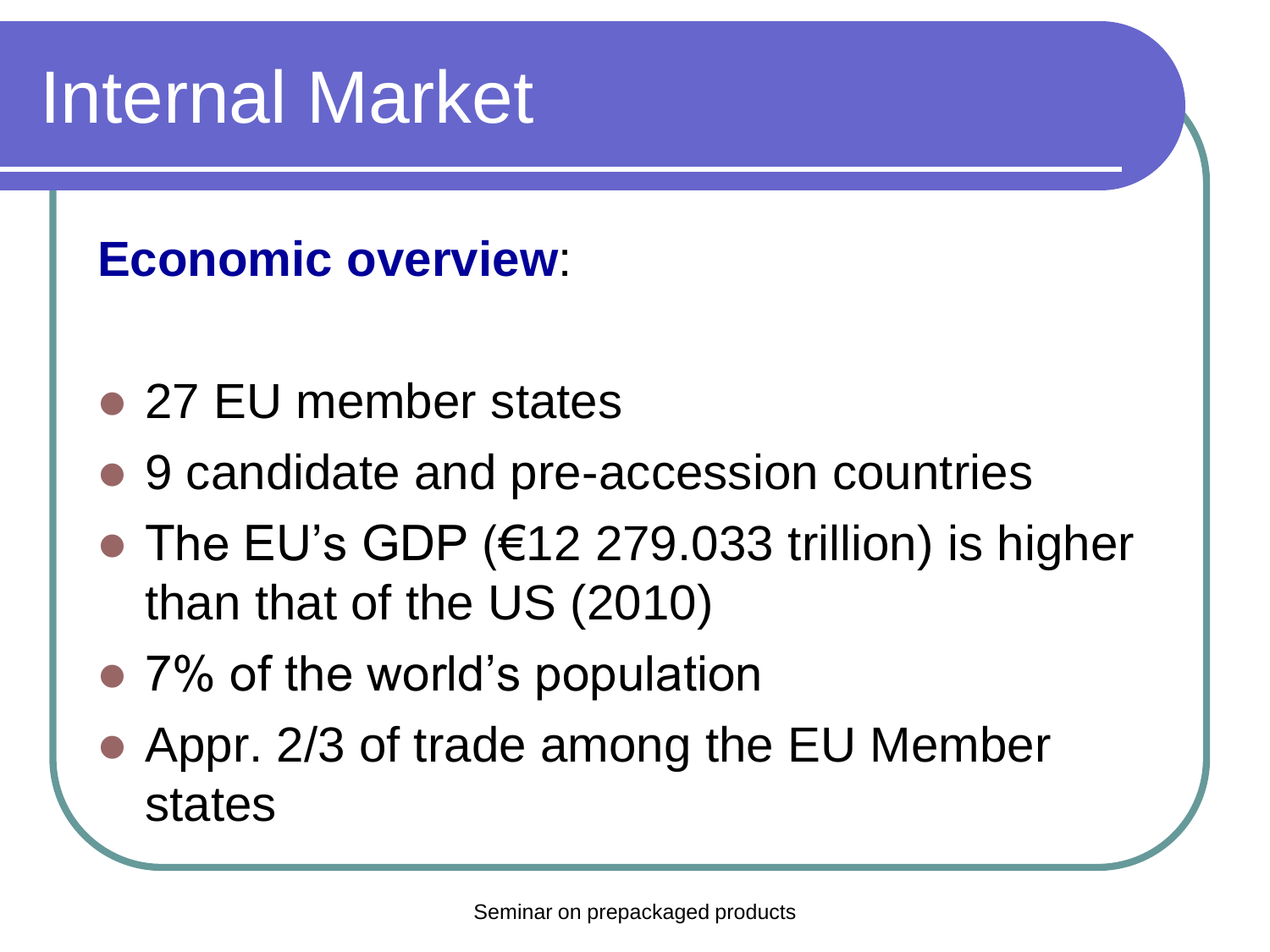# Internal Market

**Economic overview**:

- 27 EU member states
- 9 candidate and pre-accession countries
- The EU's GDP (€12 279.033 trillion) is higher than that of the US (2010)
- 7% of the world's population
- Appr. 2/3 of trade among the EU Member states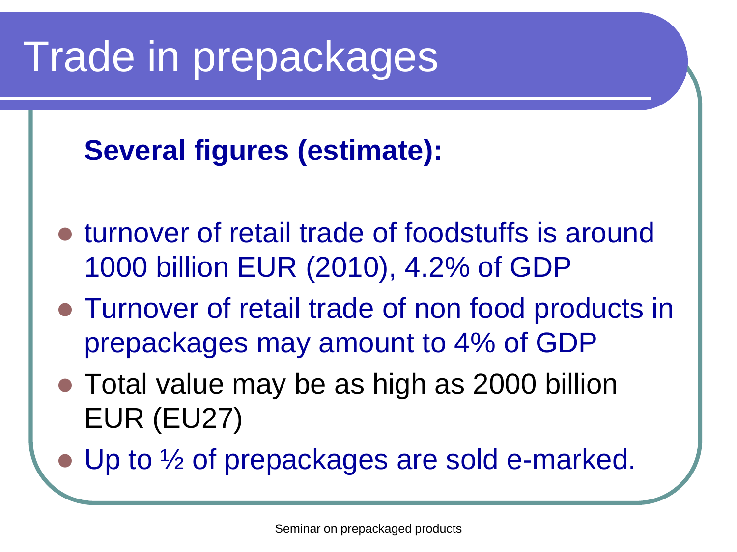# Trade in prepackages

**Several figures (estimate):**

- turnover of retail trade of foodstuffs is around 1000 billion EUR (2010), 4.2% of GDP
- Turnover of retail trade of non food products in prepackages may amount to 4% of GDP
- Total value may be as high as 2000 billion EUR (EU27)
- Up to ½ of prepackages are sold e-marked.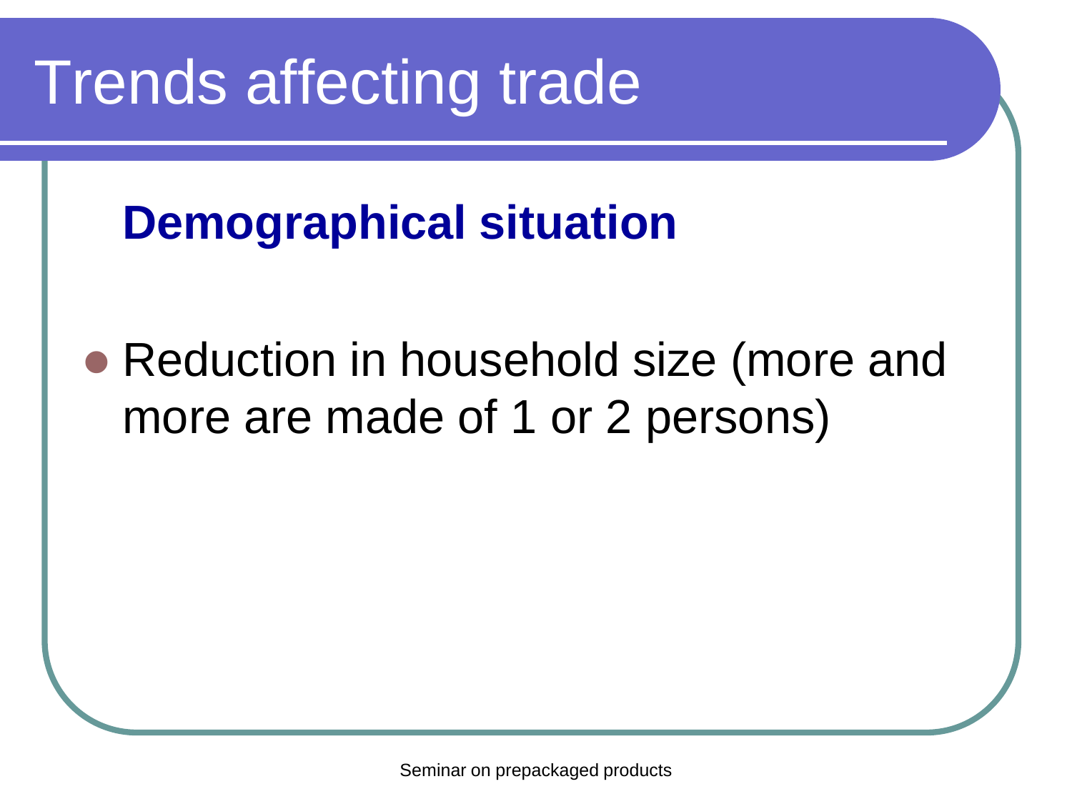# Trends affecting trade

## Demographical situation

- Reduction in household size (more and more are made of 1 or 2 persons)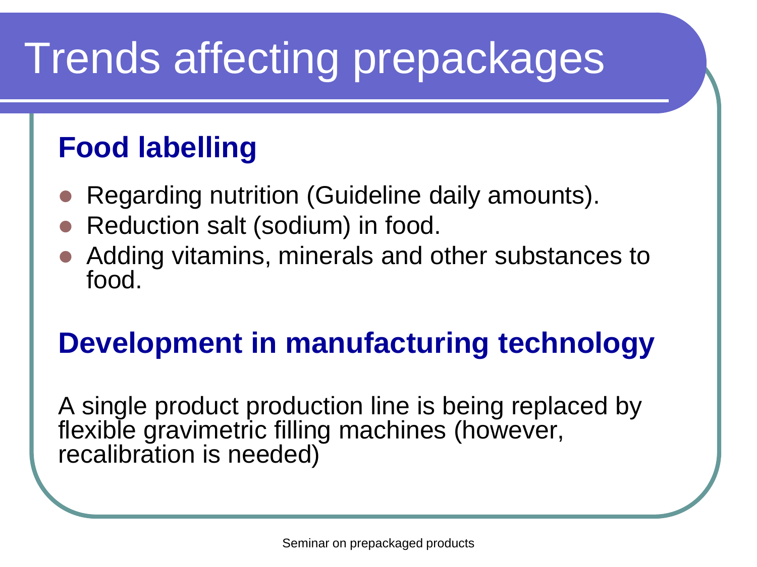# Trends affecting prepackages

## Food labelling

- Regarding nutrition (Guideline daily amounts).
- Reduction salt (sodium) in food.
- Adding vitamins, minerals and other substances to food.

## Development in manufacturing technology

A single product production line is being replaced by flexible gravimetric filling machines (however, recalibration is needed)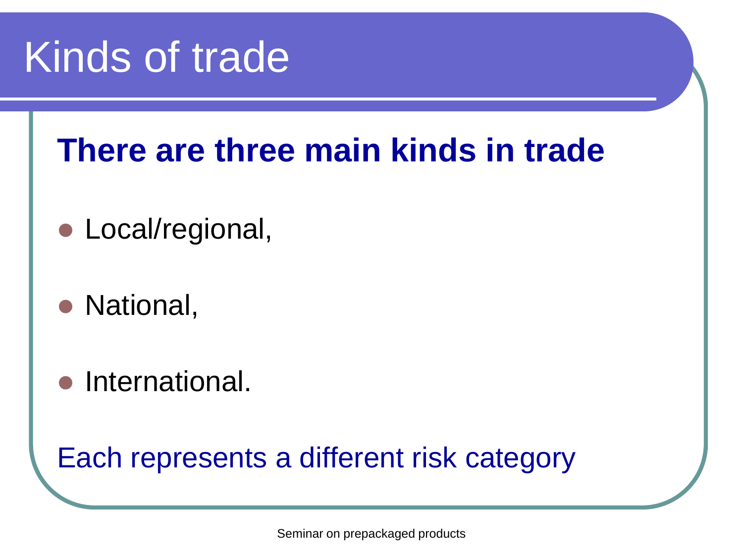# Kinds of trade

**There are three main kinds in trade**

- Local/regional,
- National,
- International.

Each represents a different risk category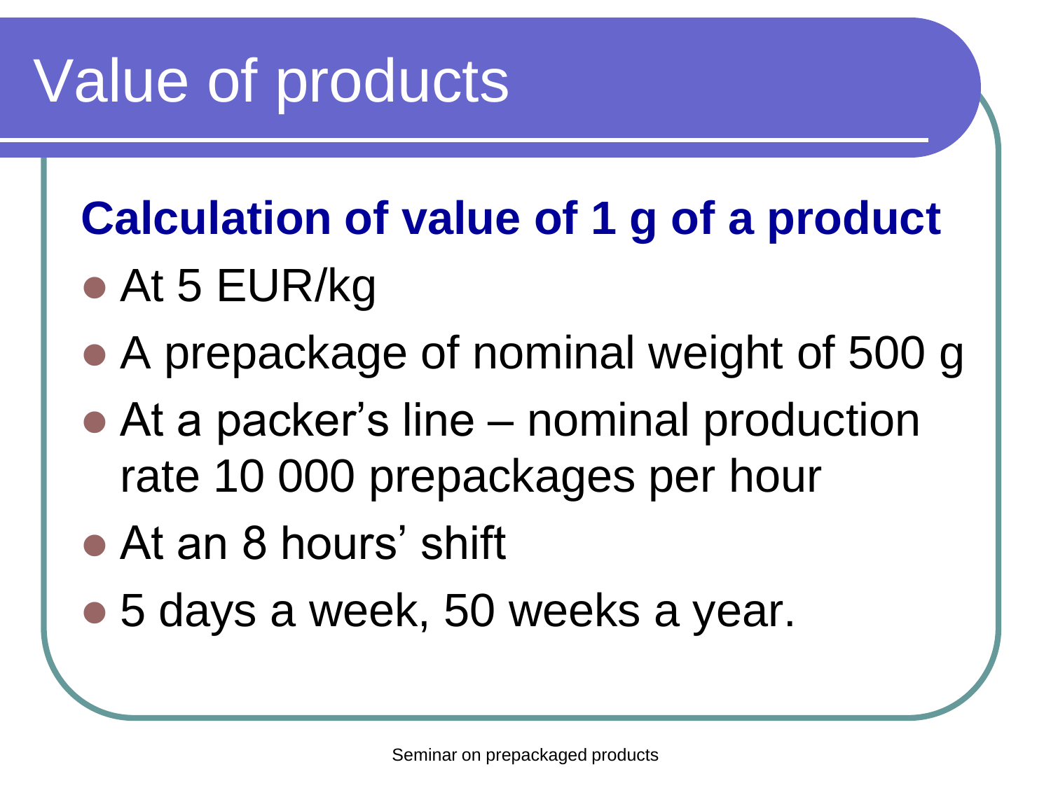# Value of products

**Calculation of value of 1 g of a product**

- At 5 EUR/kg
- A prepackage of nominal weight of 500 g
- At a packer's line – nominal production rate 10 000 prepackages per hour
- At an 8 hours' shift
- 5 days a week, 50 weeks a year.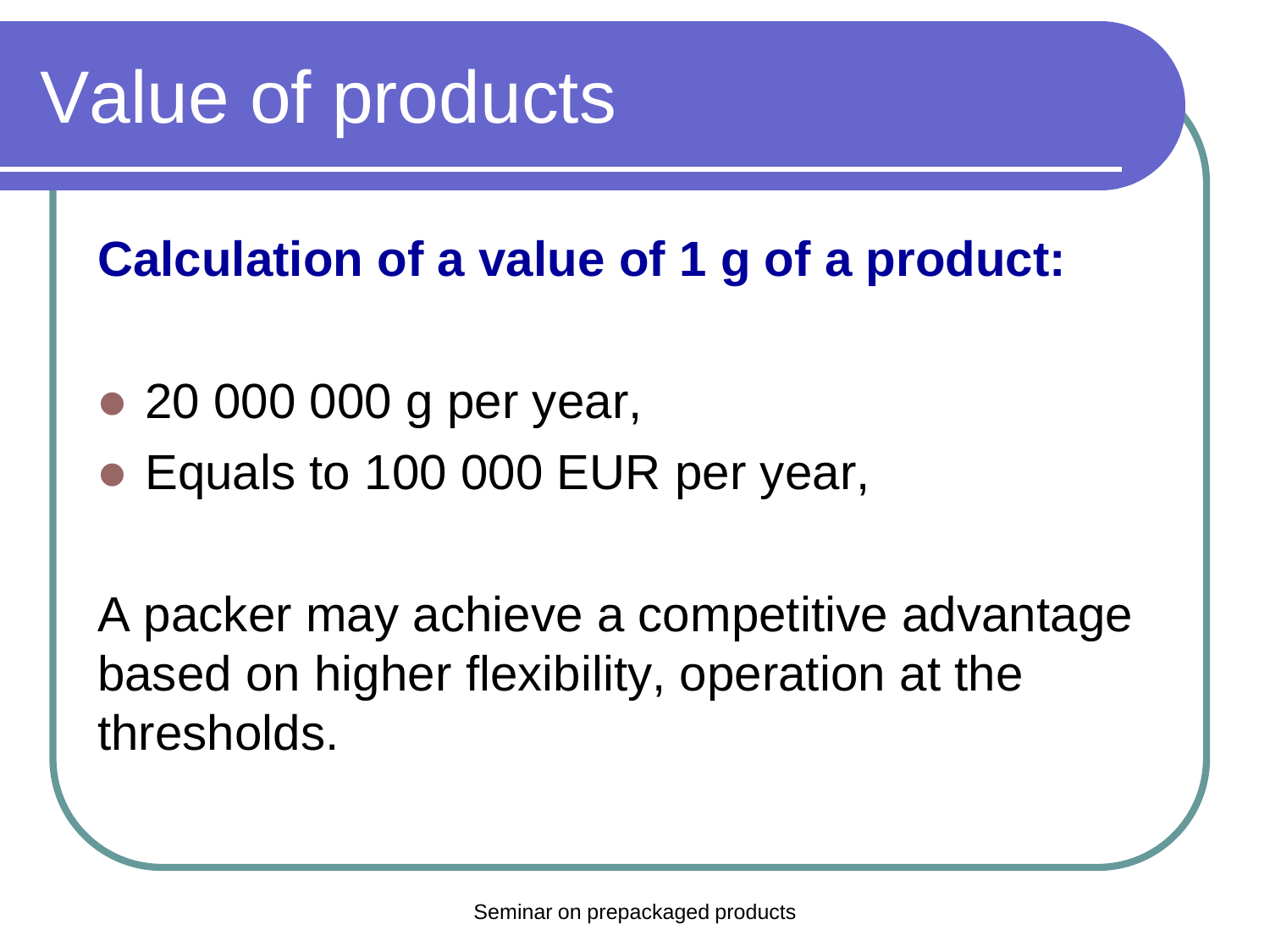# Value of products

**Calculation of a value of 1 g of a product:**

- 20 000 000 g per year,
- Equals to 100 000 EUR per year,

A packer may achieve a competitive advantage based on higher flexibility, operation at the thresholds.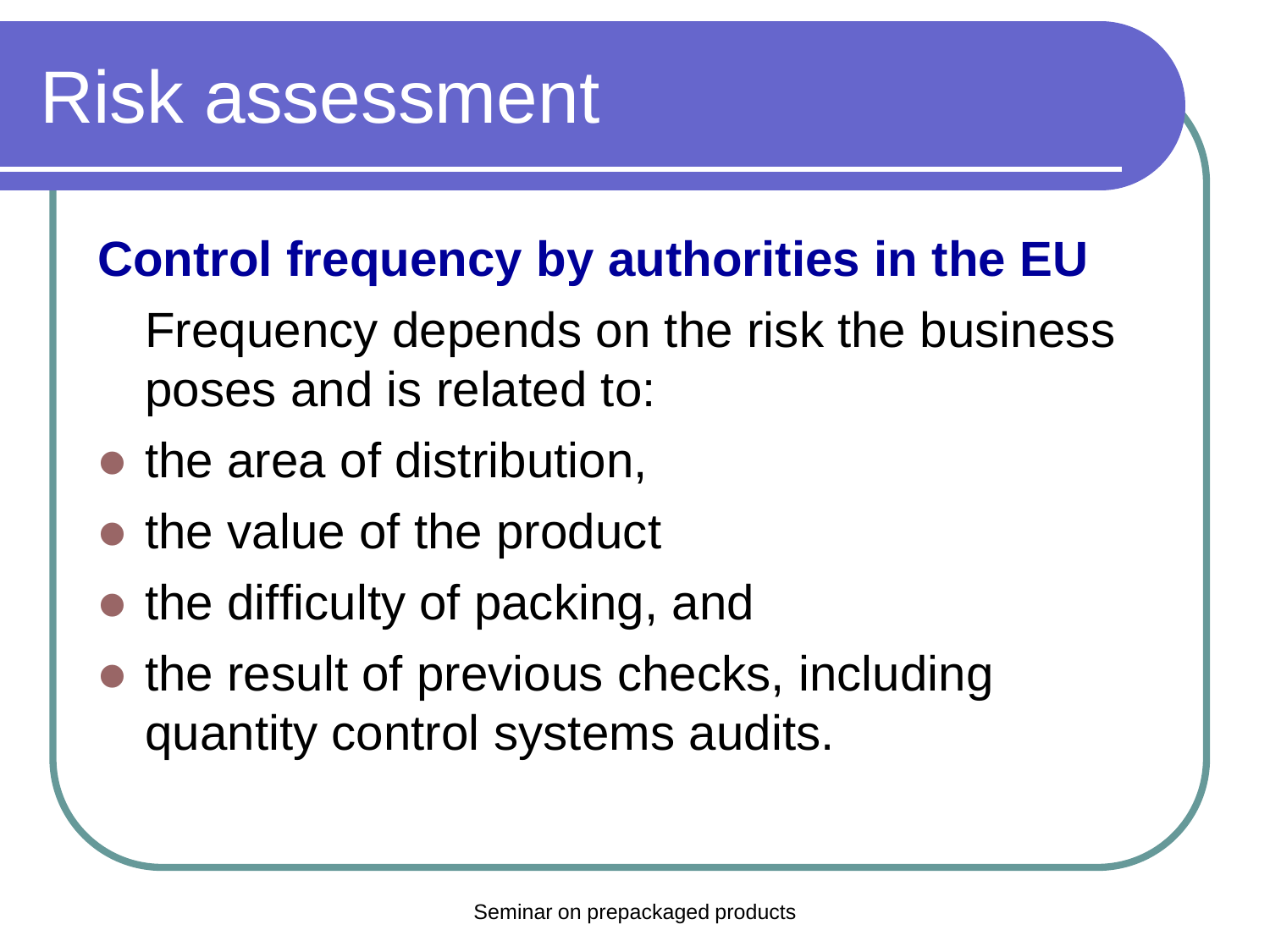# Risk assessment

**Control frequency by authorities in the EU**

Frequency depends on the risk the business poses and is related to:

- the area of distribution,
- the value of the product
- the difficulty of packing, and
- the result of previous checks, including quantity control systems audits.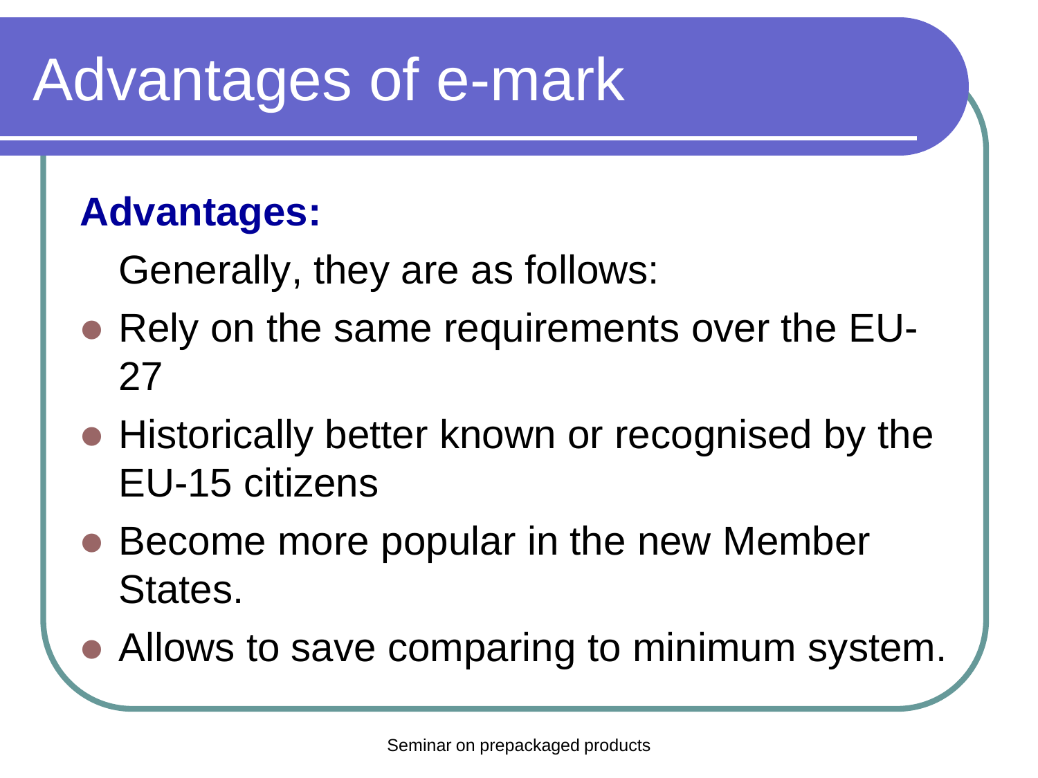# Advantages of e-mark

**Advantages:**

Generally, they are as follows:

- Rely on the same requirements over the EU-27
- Historically better known or recognised by the EU-15 citizens
- Become more popular in the new Member States.
- Allows to save comparing to minimum system.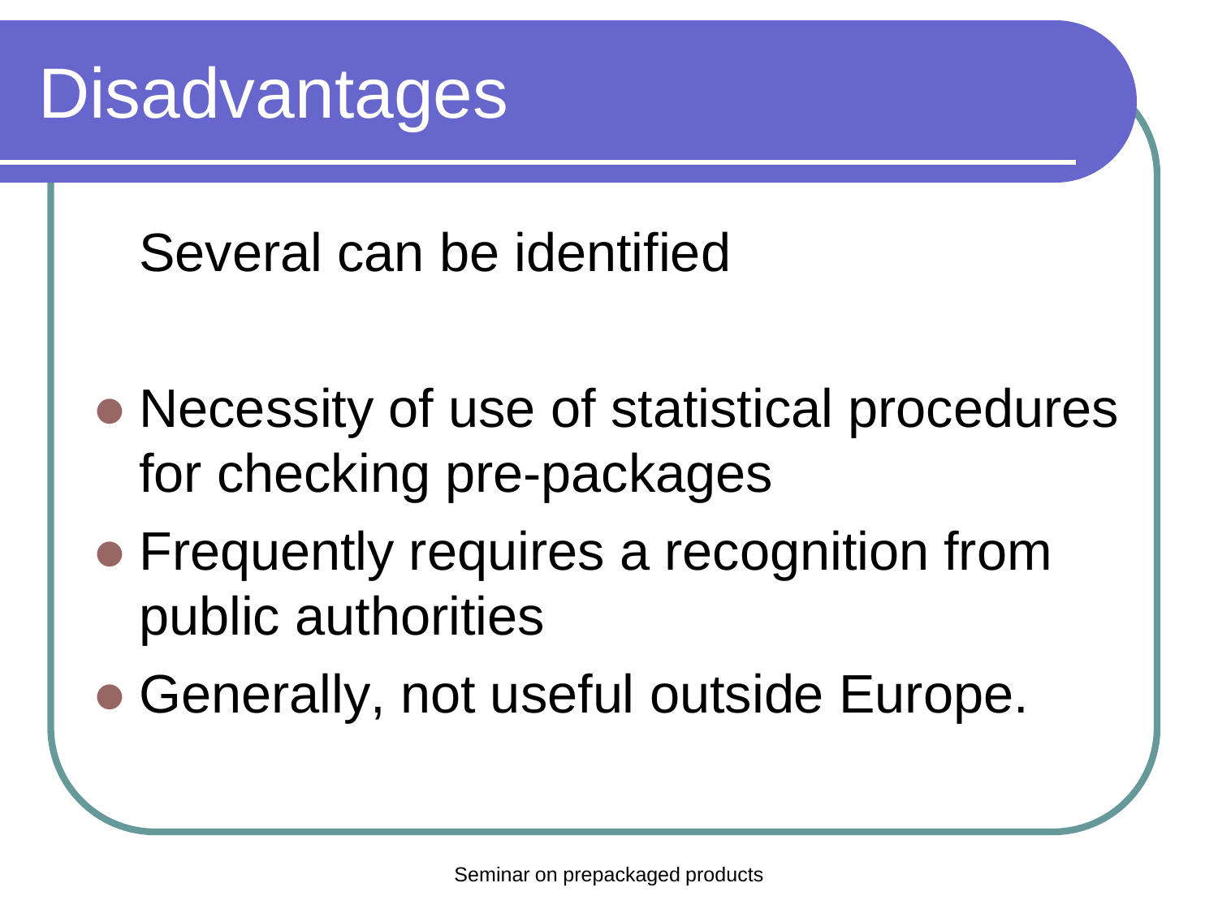# Disadvantages

Several can be identified

- Necessity of use of statistical procedures for checking pre-packages
- Frequently requires a recognition from public authorities
- Generally, not useful outside Europe.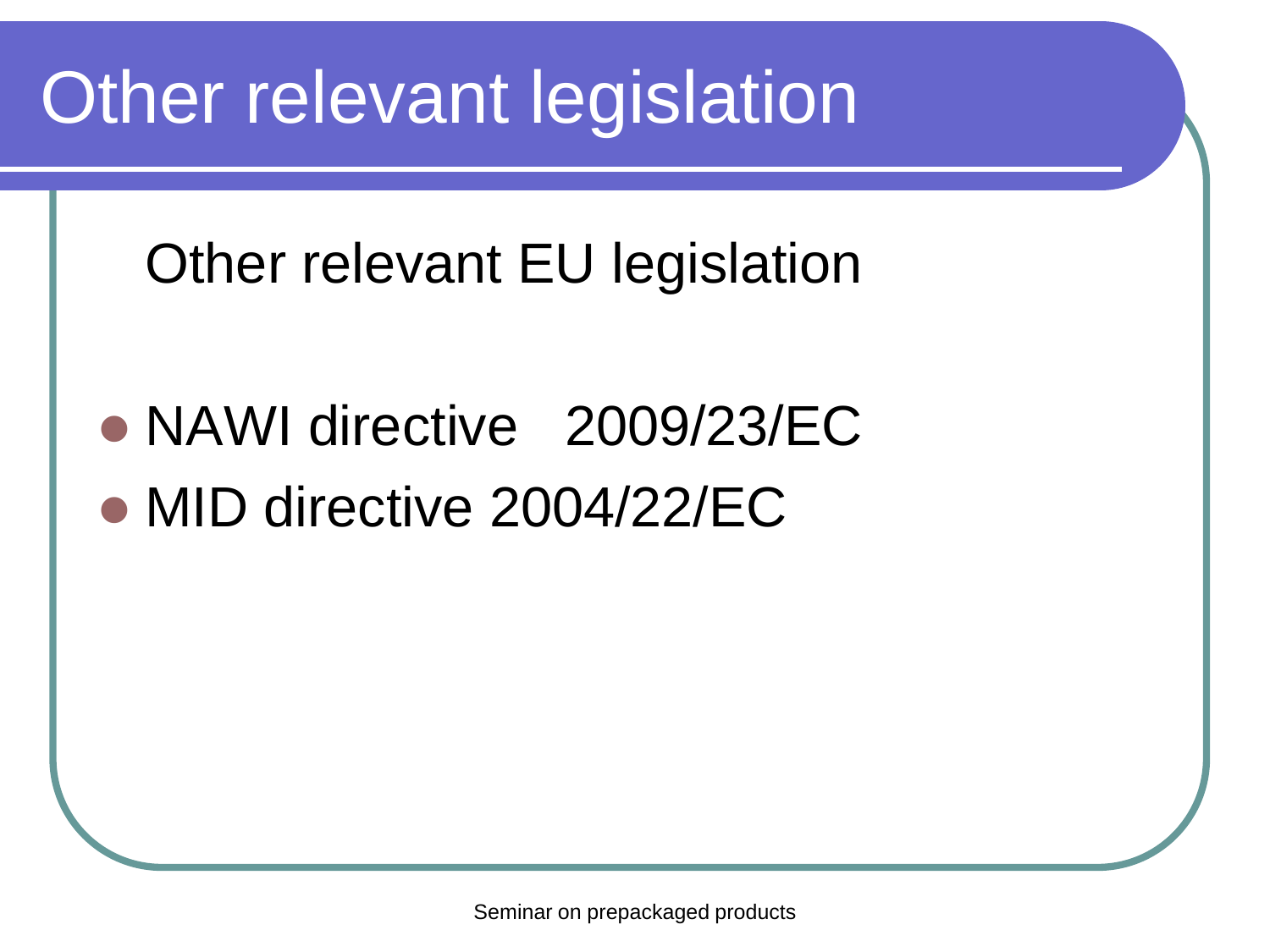# Other relevant legislation

Other relevant EU legislation

- NAWI directive   2009/23/EC
- MID directive 2004/22/EC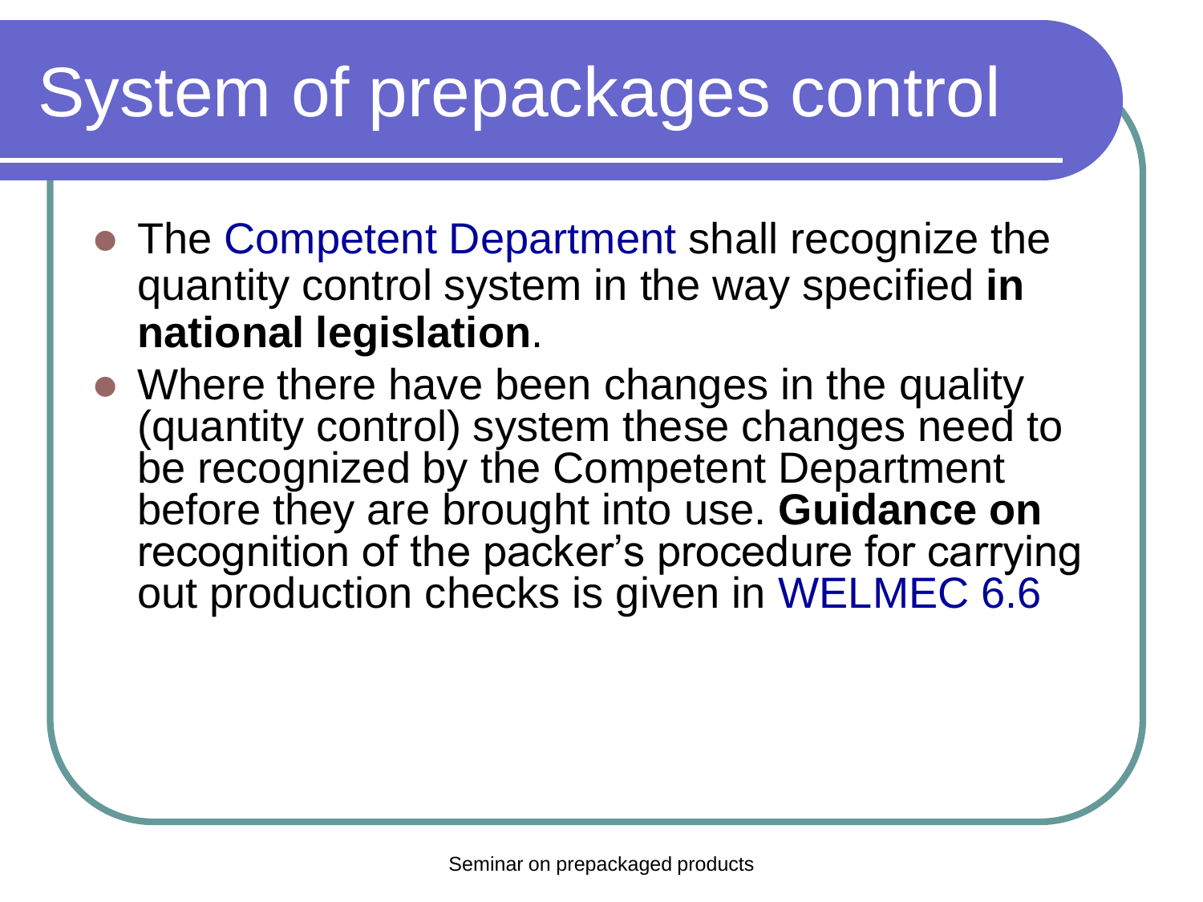# System of prepackages control

- The Competent Department shall recognize the quantity control system in the way specified **in national legislation**.
- Where there have been changes in the quality (quantity control) system these changes need to be recognized by the Competent Department before they are brought into use. **Guidance on** recognition of the packer's procedure for carrying out production checks is given in WELMEC 6.6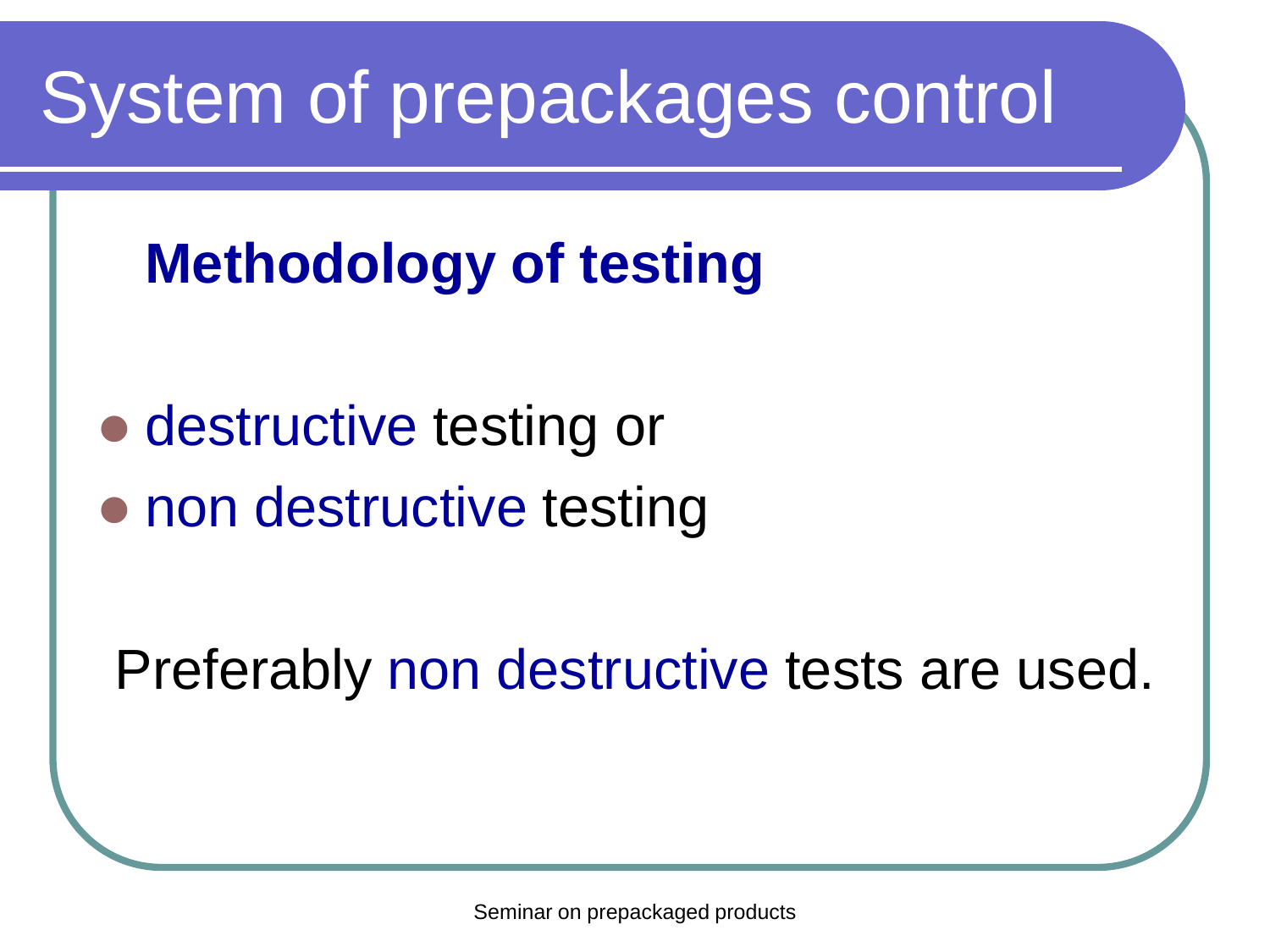# System of prepackages control

**Methodology of testing**

- destructive testing or
- non destructive testing

Preferably non destructive tests are used.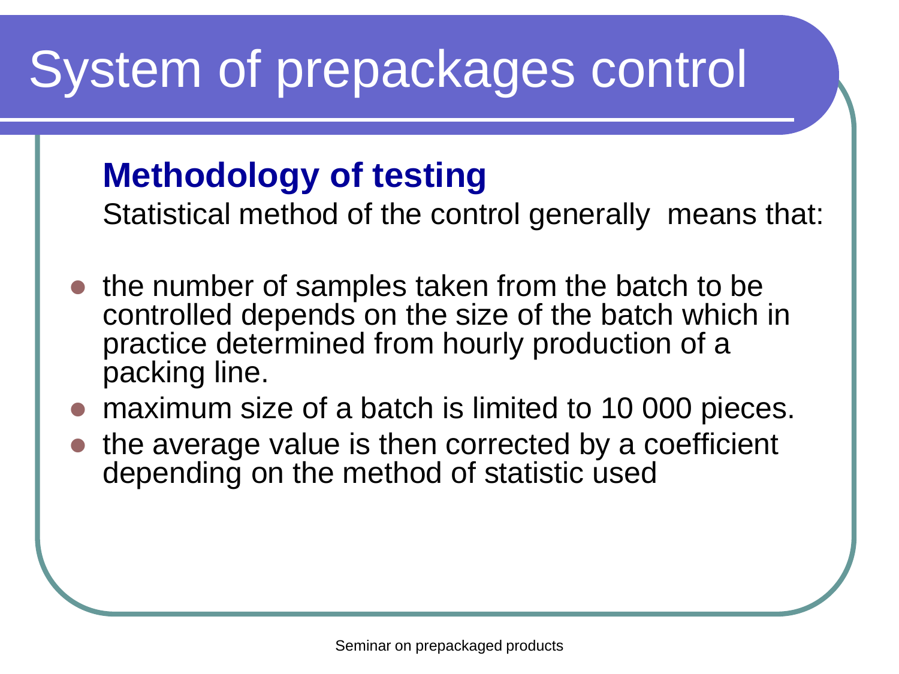# System of prepackages control

## Methodology of testing

Statistical method of the control generally means that:

- the number of samples taken from the batch to be controlled depends on the size of the batch which in practice determined from hourly production of a packing line.
- maximum size of a batch is limited to 10 000 pieces.
- the average value is then corrected by a coefficient depending on the method of statistic used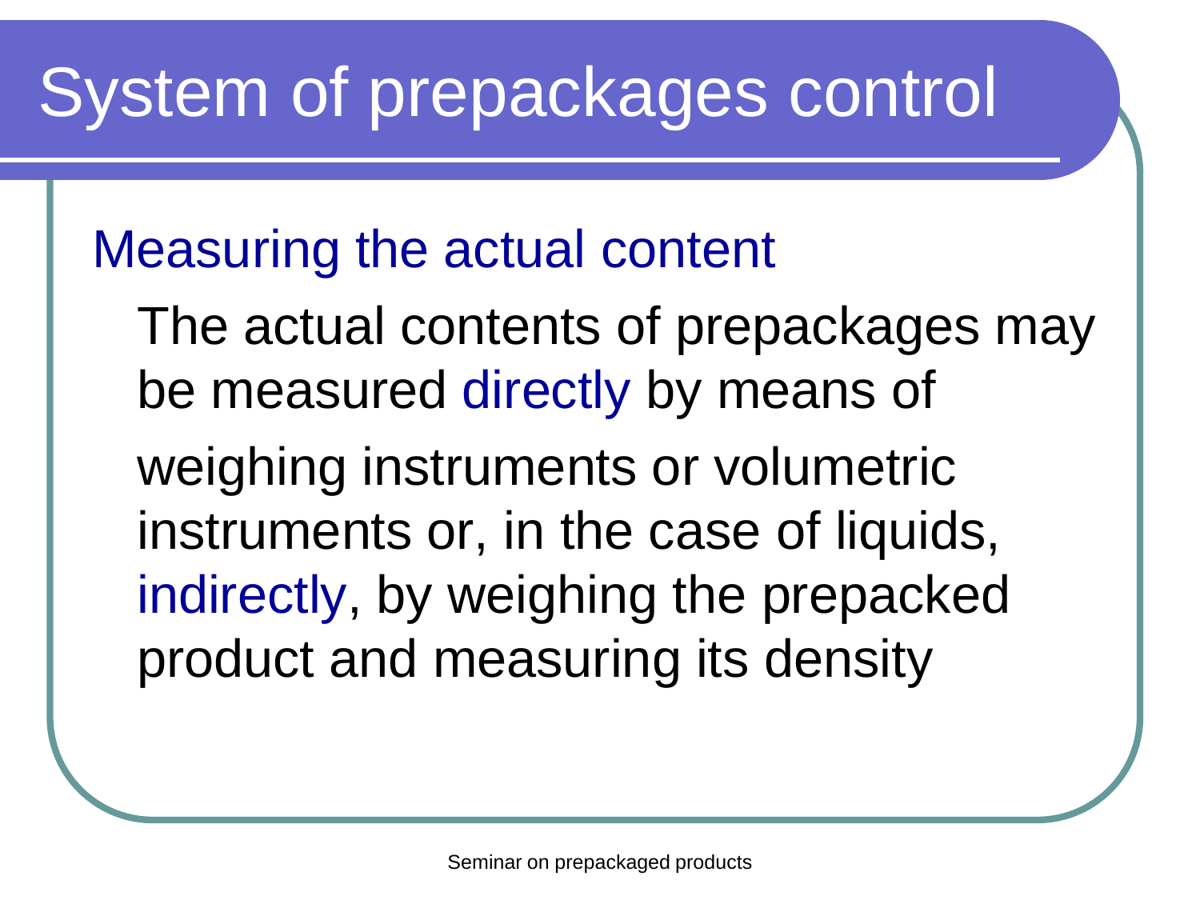# System of prepackages control

## Measuring the actual content

The actual contents of prepackages may be measured directly by means of weighing instruments or volumetric instruments or, in the case of liquids, indirectly, by weighing the prepacked product and measuring its density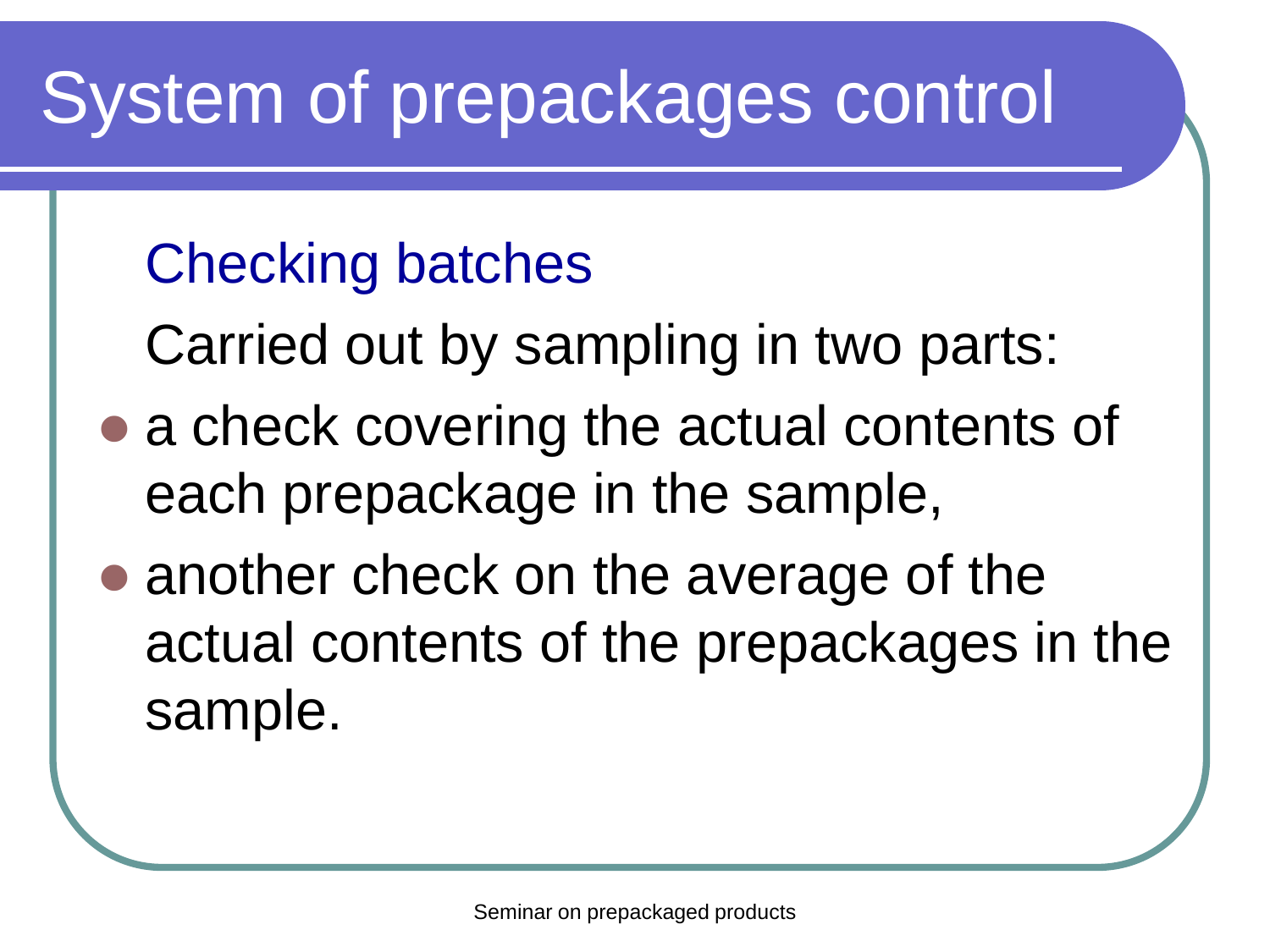# System of prepackages control

## Checking batches

Carried out by sampling in two parts:

- a check covering the actual contents of each prepackage in the sample,
- another check on the average of the actual contents of the prepackages in the sample.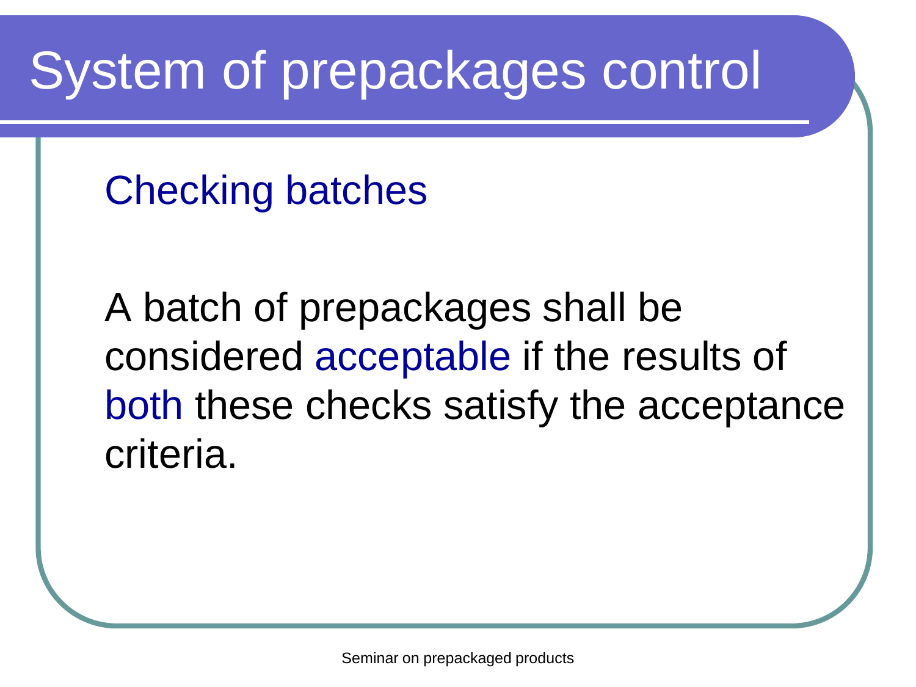# System of prepackages control

## Checking batches

A batch of prepackages shall be considered acceptable if the results of both these checks satisfy the acceptance criteria.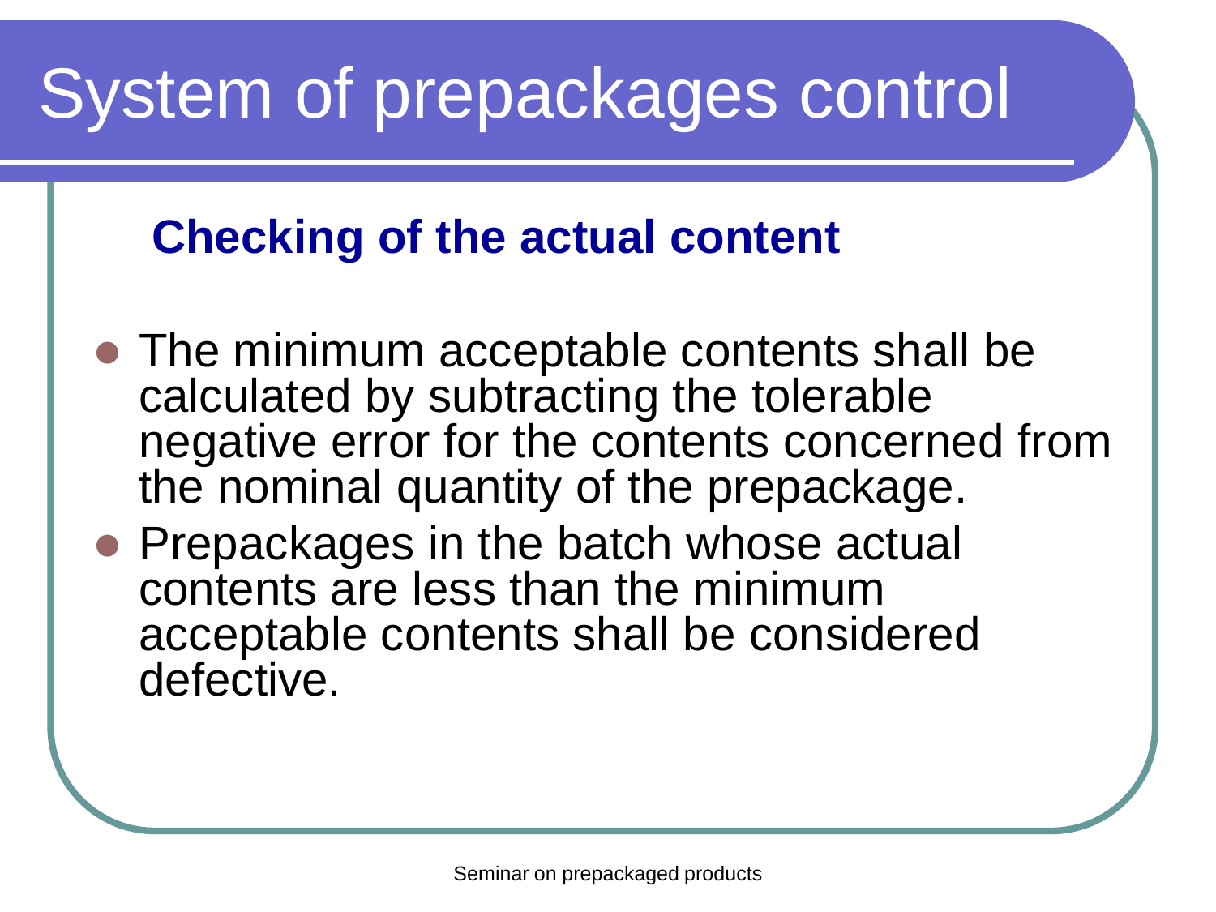# System of prepackages control

## Checking of the actual content

- The minimum acceptable contents shall be calculated by subtracting the tolerable negative error for the contents concerned from the nominal quantity of the prepackage.
- Prepackages in the batch whose actual contents are less than the minimum acceptable contents shall be considered defective.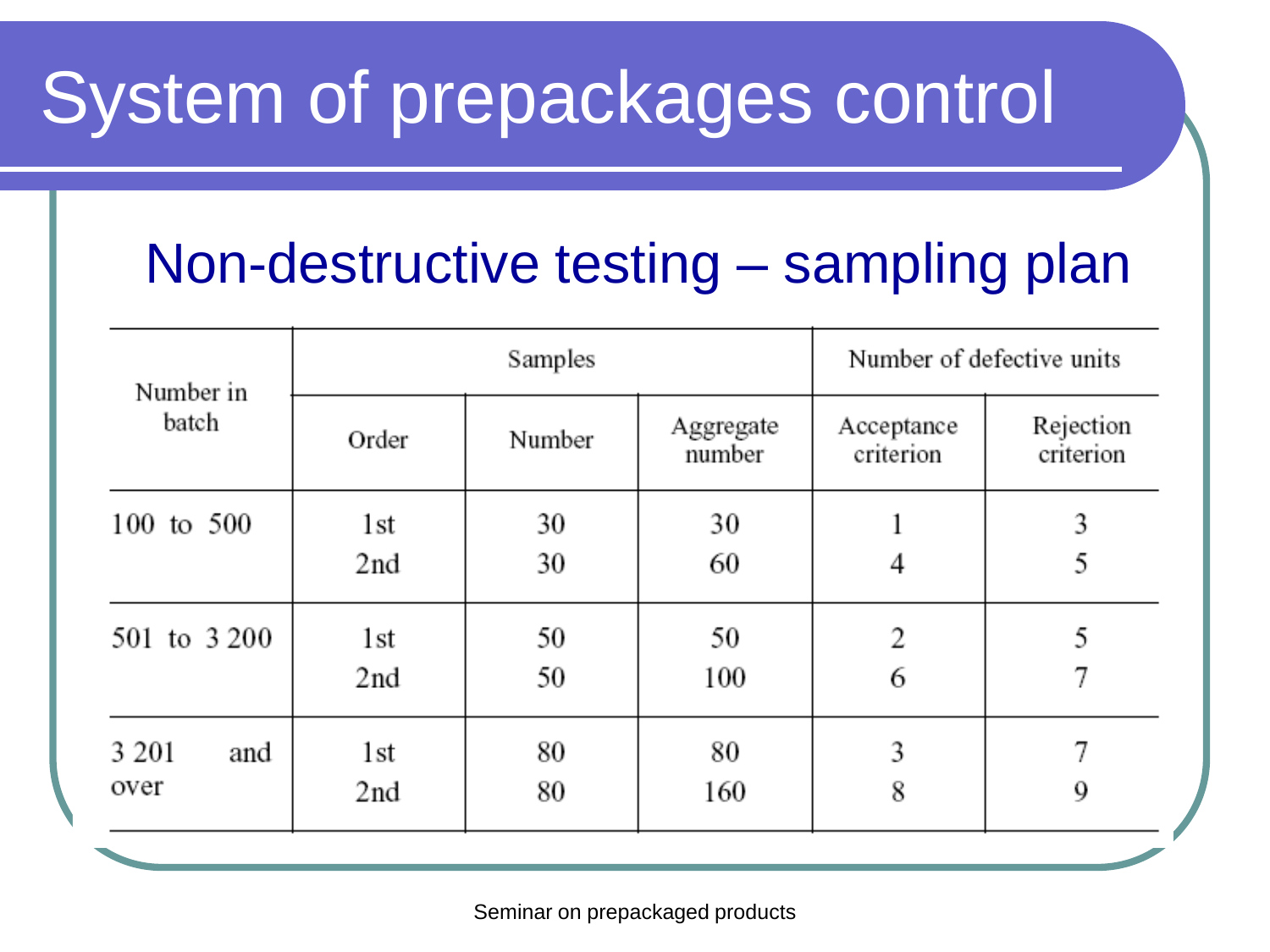# System of prepackages control

## Non-destructive testing – sampling plan

| Number in batch | Samples | | | Number of defective units | |
|---|---|---|---|---|---|
| | Order | Number | Aggregate number | Acceptance criterion | Rejection criterion |
| 100 to 500 | 1st | 30 | 30 | 1 | 3 |
| | 2nd | 30 | 60 | 4 | 5 |
| 501 to 3 200 | 1st | 50 | 50 | 2 | 5 |
| | 2nd | 50 | 100 | 6 | 7 |
| 3 201 and over | 1st | 80 | 80 | 3 | 7 |
| | 2nd | 80 | 160 | 8 | 9 |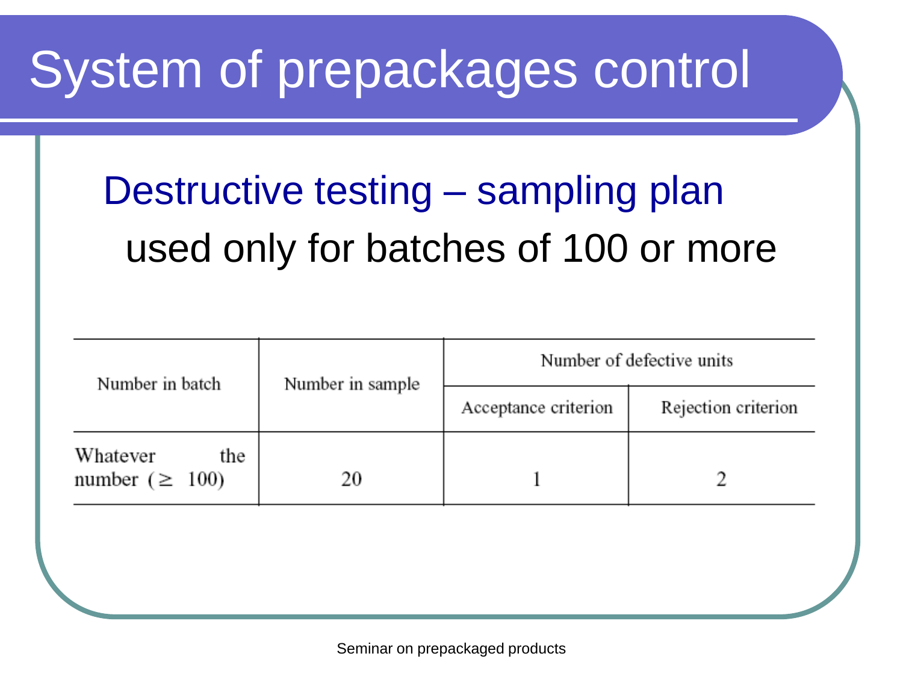# System of prepackages control

## Destructive testing – sampling plan

used only for batches of 100 or more

| Number in batch | Number in sample | Number of defective units | |
|---|---|---|---|
| | | Acceptance criterion | Rejection criterion |
| Whatever the number ($\geq$ 100) | 20 | 1 | 2 |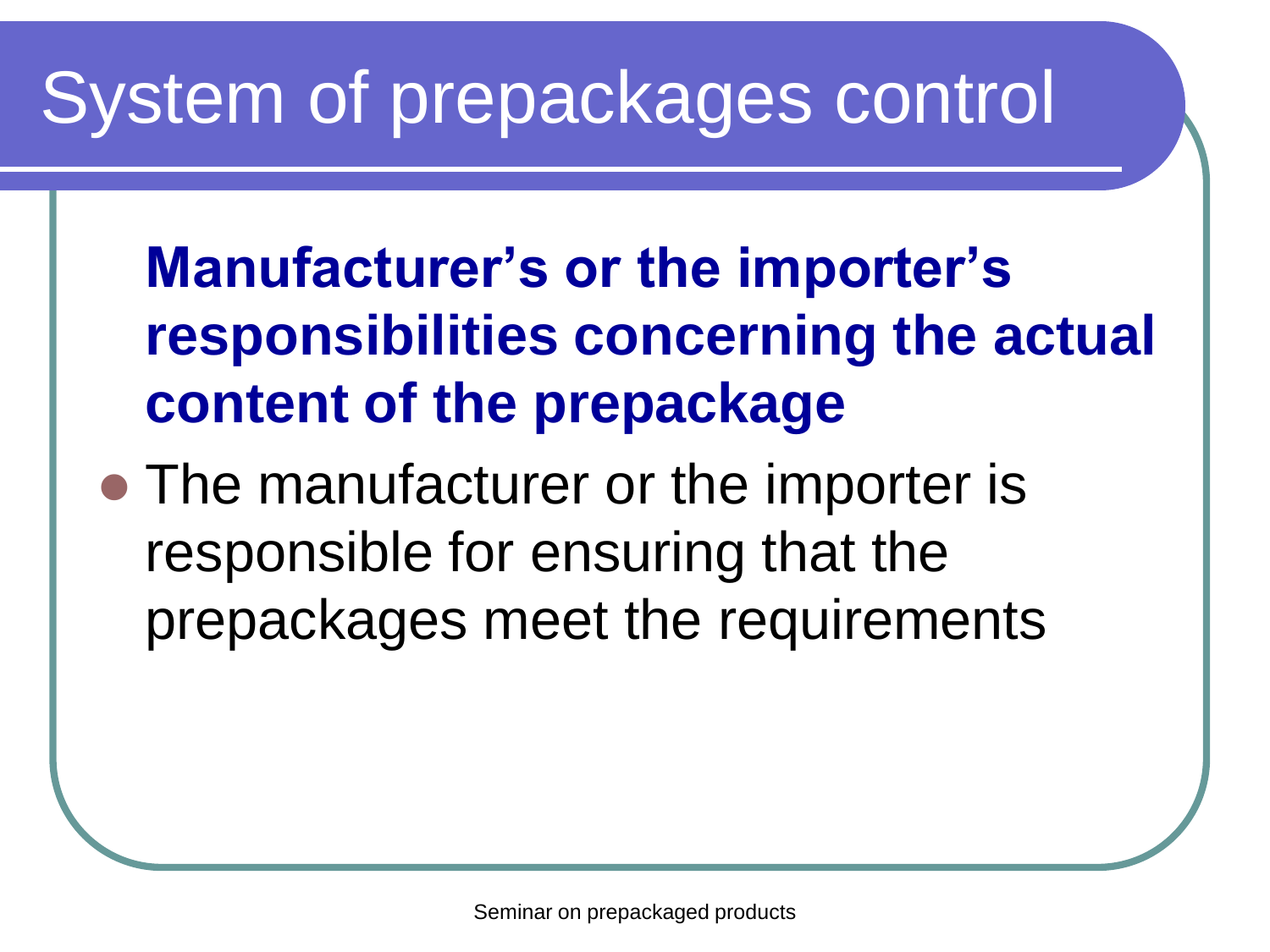# System of prepackages control

**Manufacturer's or the importer's responsibilities concerning the actual content of the prepackage**

- The manufacturer or the importer is responsible for ensuring that the prepackages meet the requirements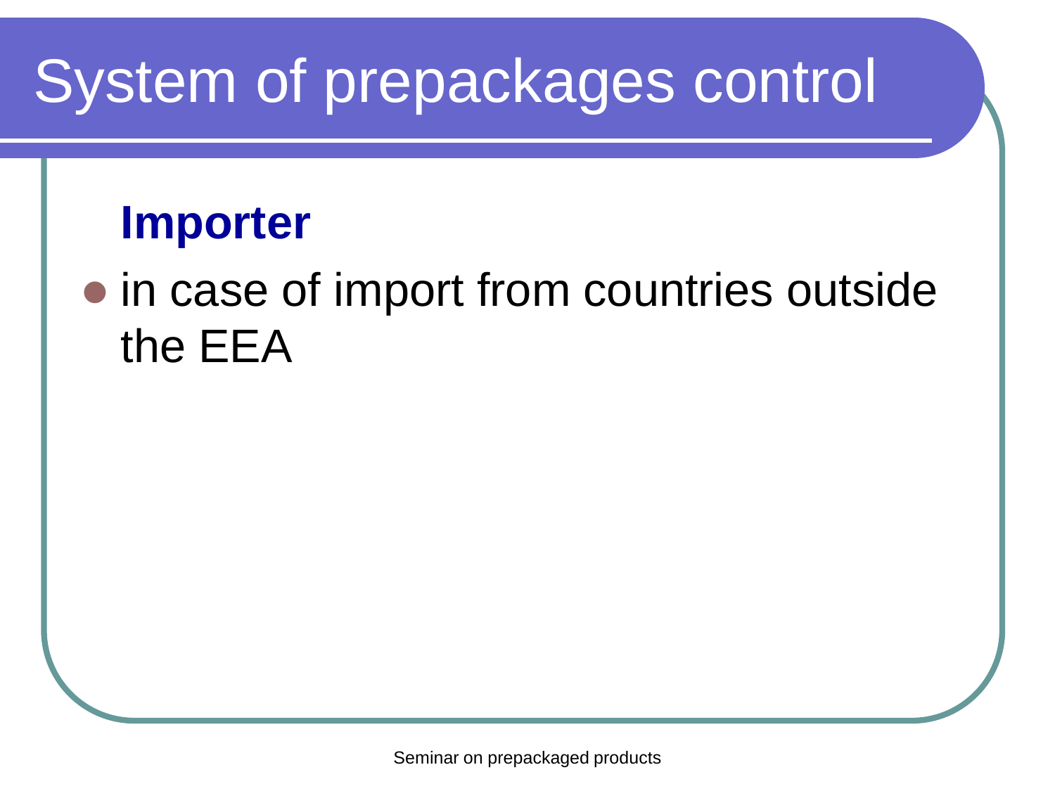# System of prepackages control

**Importer**

- in case of import from countries outside the EEA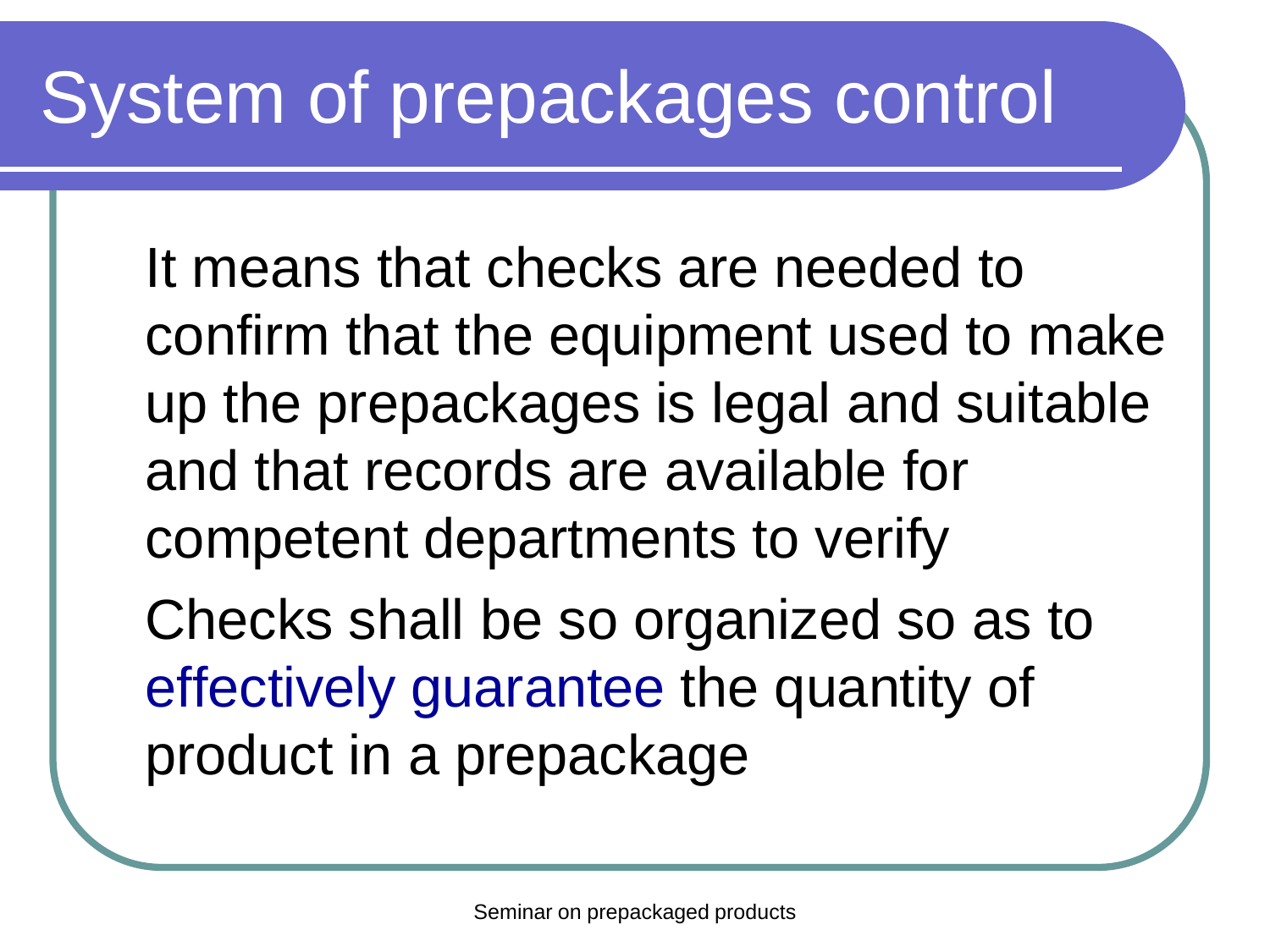# System of prepackages control

It means that checks are needed to confirm that the equipment used to make up the prepackages is legal and suitable and that records are available for competent departments to verify

Checks shall be so organized so as to effectively guarantee the quantity of product in a prepackage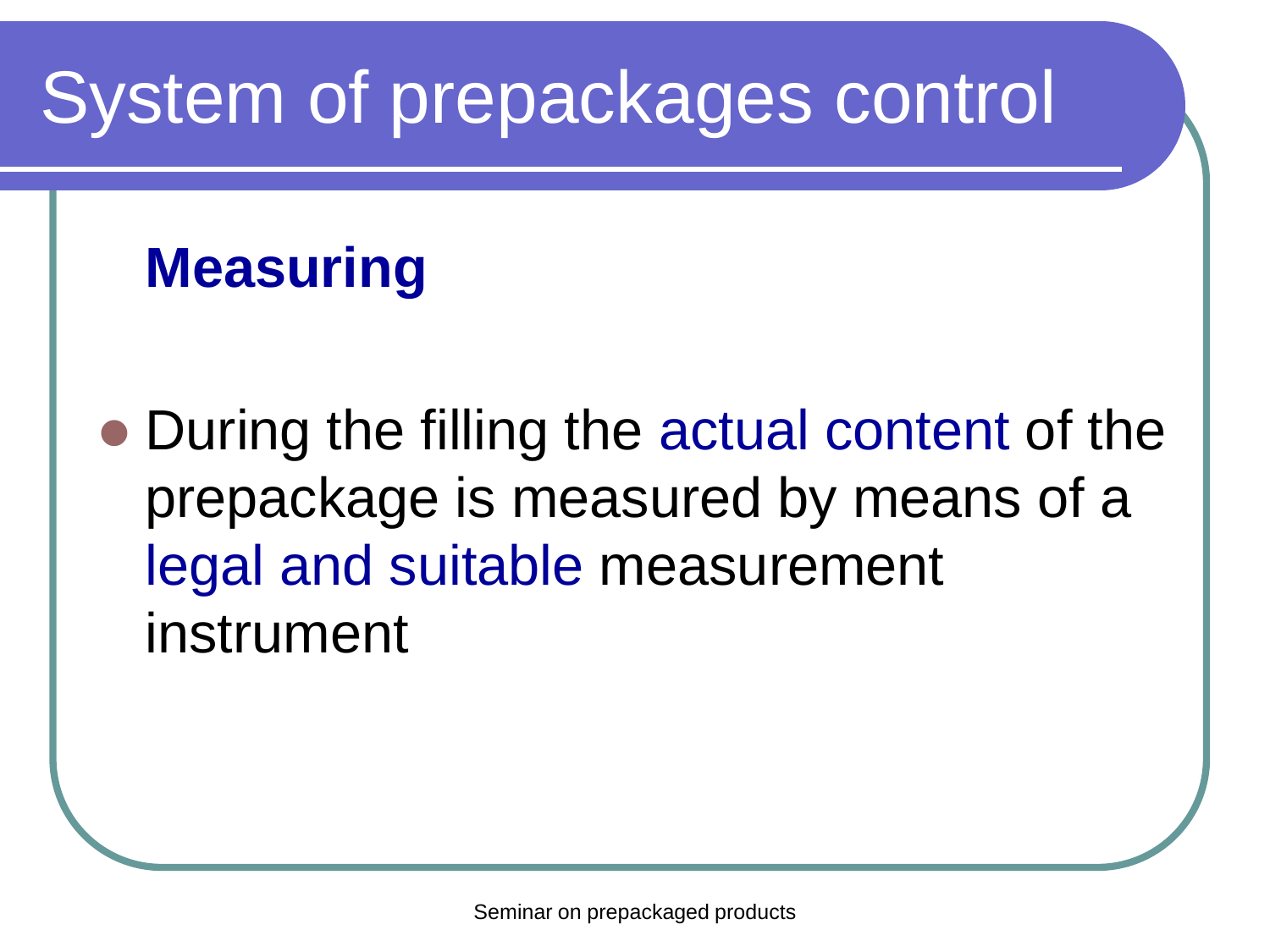# System of prepackages control

## Measuring

- During the filling the actual content of the prepackage is measured by means of a legal and suitable measurement instrument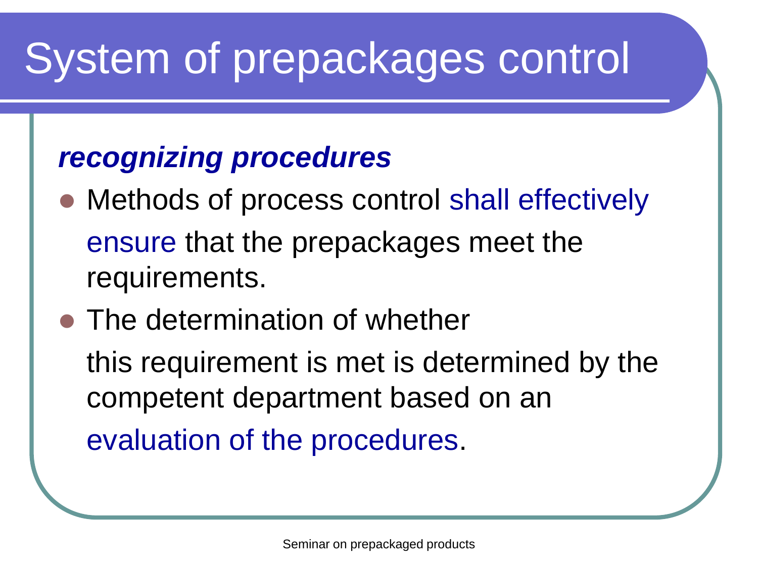# System of prepackages control

***recognizing procedures***

- Methods of process control shall effectively ensure that the prepackages meet the requirements.
- The determination of whether this requirement is met is determined by the competent department based on an evaluation of the procedures.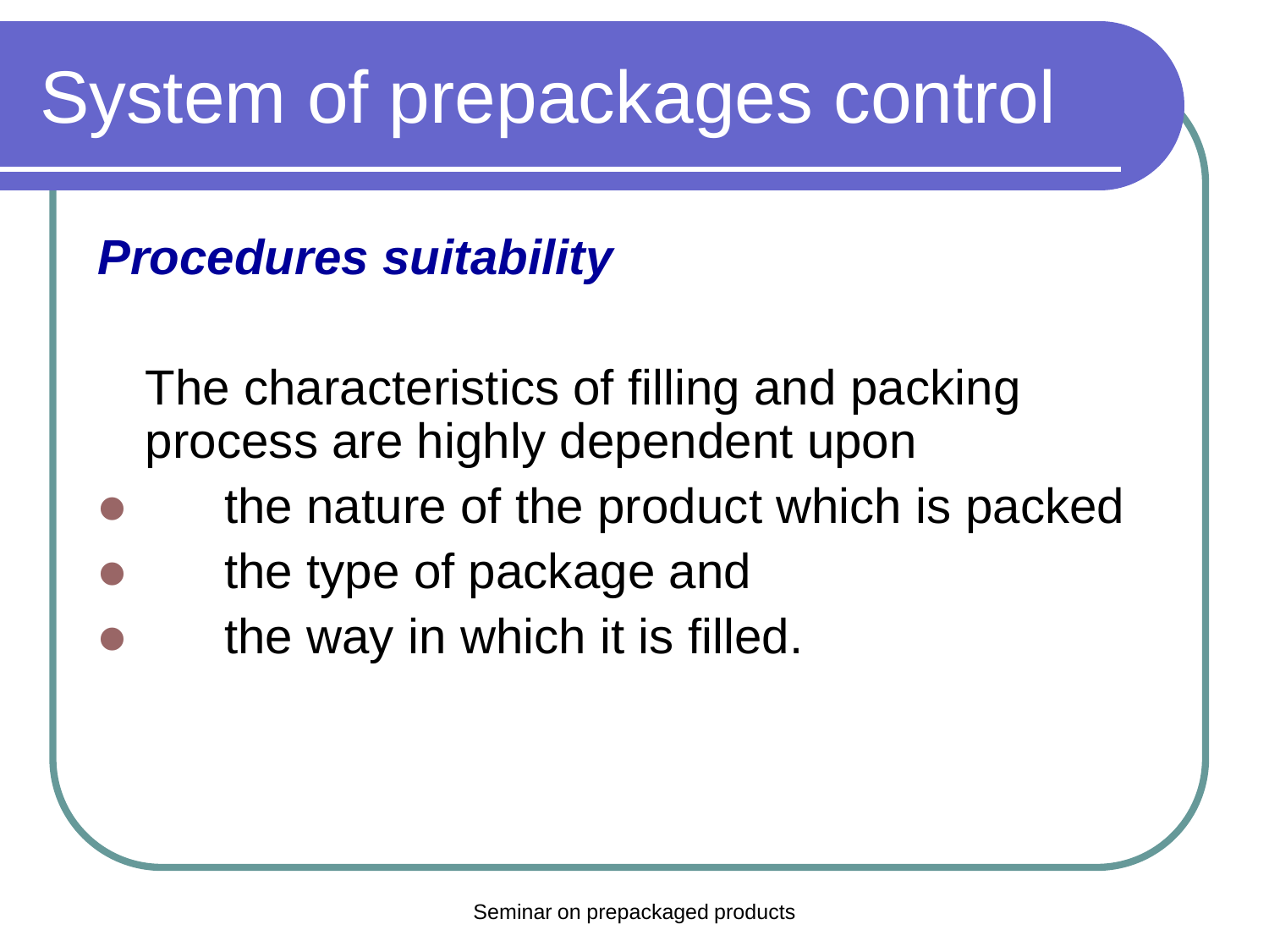# System of prepackages control

***Procedures suitability***

The characteristics of filling and packing process are highly dependent upon

- the nature of the product which is packed
- the type of package and
- the way in which it is filled.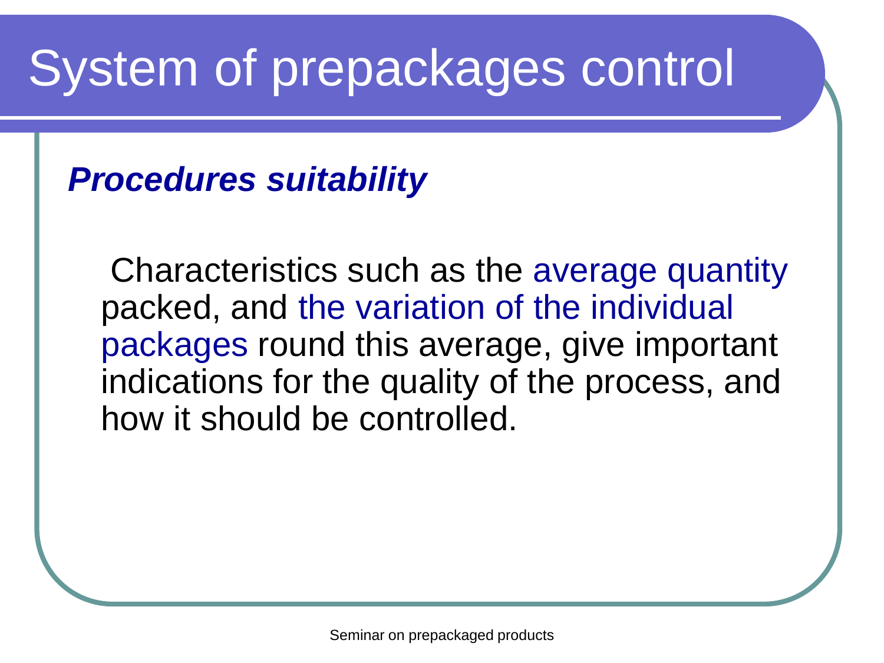# System of prepackages control

***Procedures suitability***

Characteristics such as the average quantity packed, and the variation of the individual packages round this average, give important indications for the quality of the process, and how it should be controlled.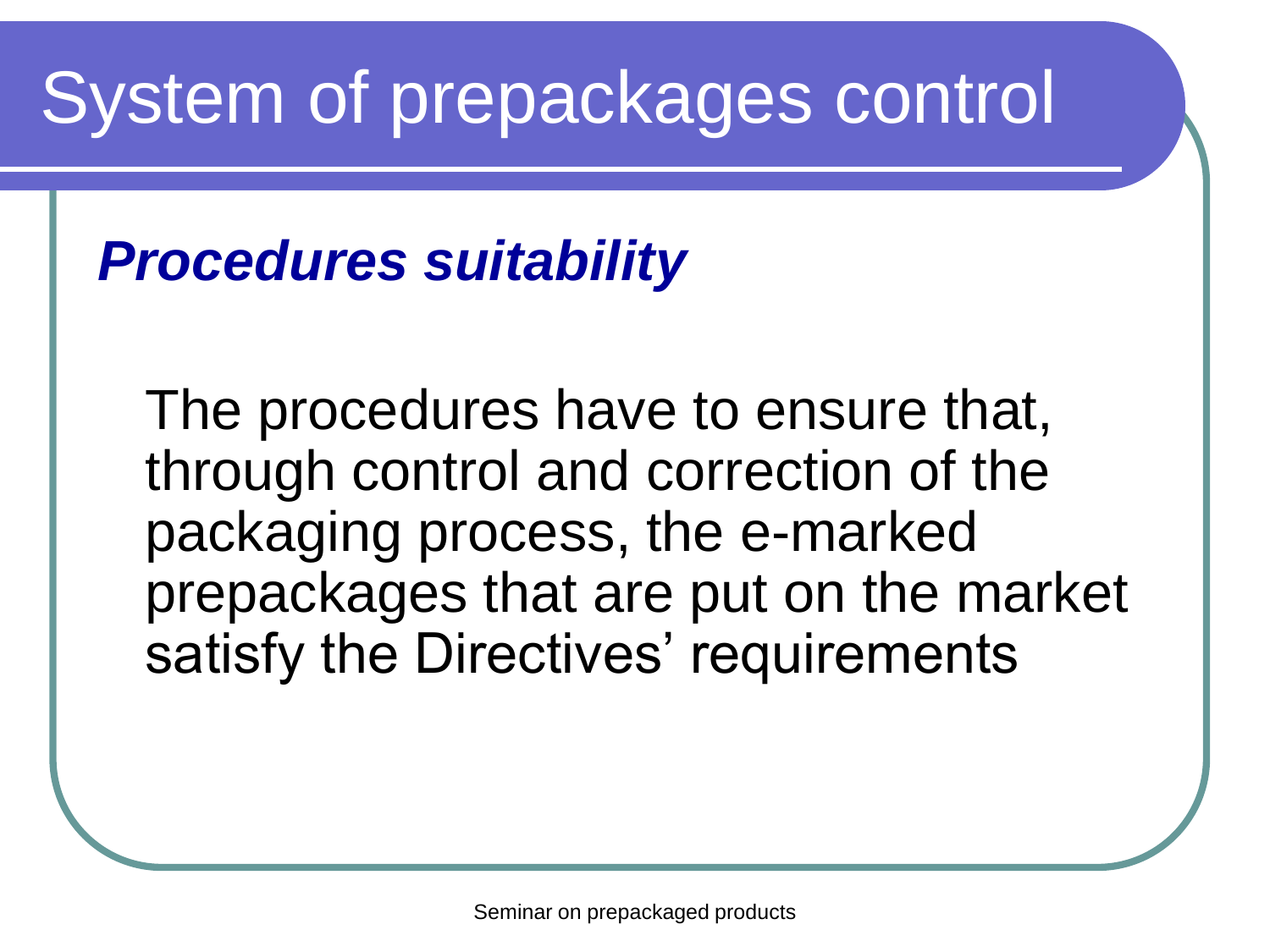# System of prepackages control

***Procedures suitability***

The procedures have to ensure that, through control and correction of the packaging process, the e-marked prepackages that are put on the market satisfy the Directives' requirements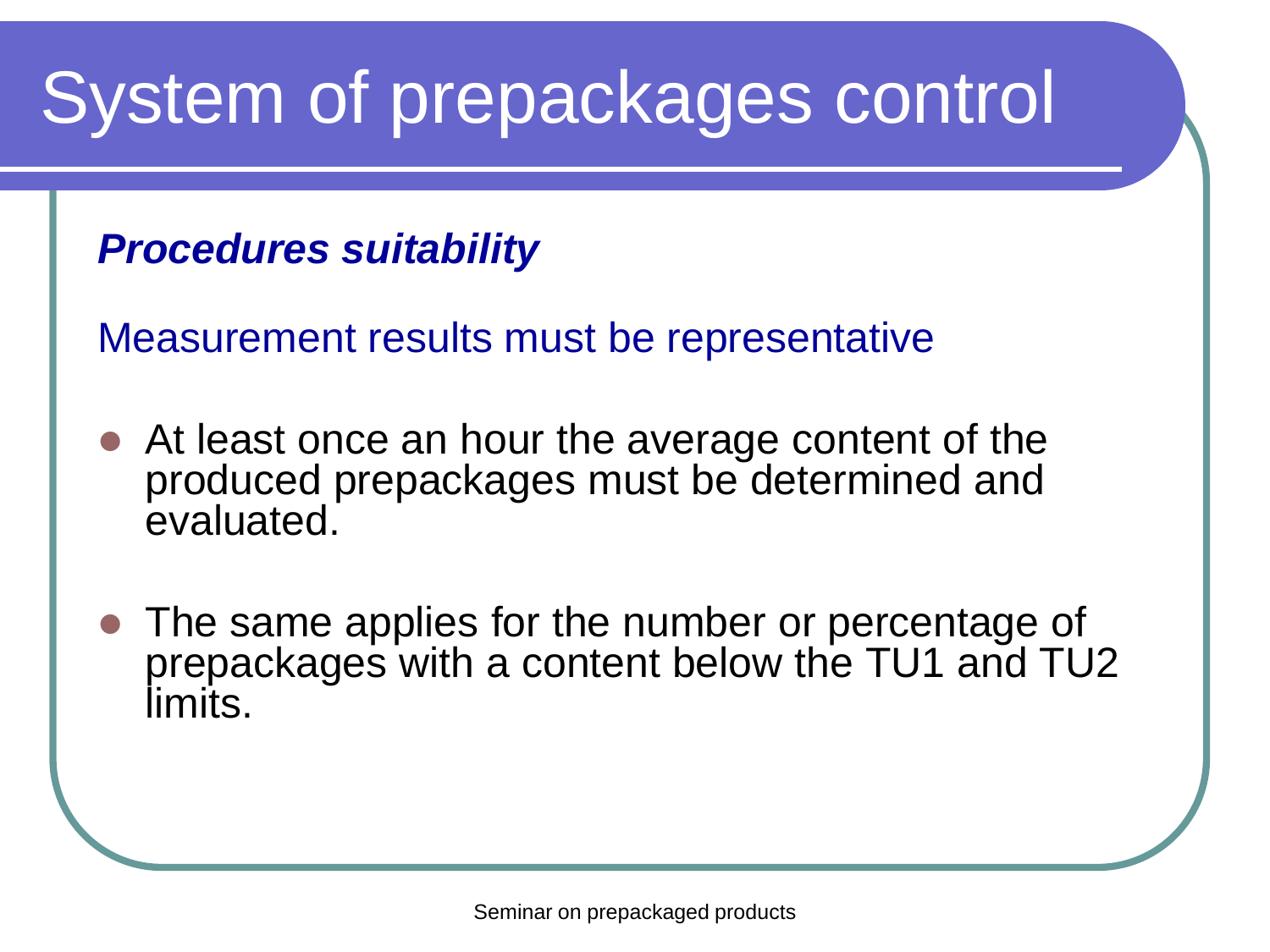# System of prepackages control

***Procedures suitability***

Measurement results must be representative

- At least once an hour the average content of the produced prepackages must be determined and evaluated.
- The same applies for the number or percentage of prepackages with a content below the TU1 and TU2 limits.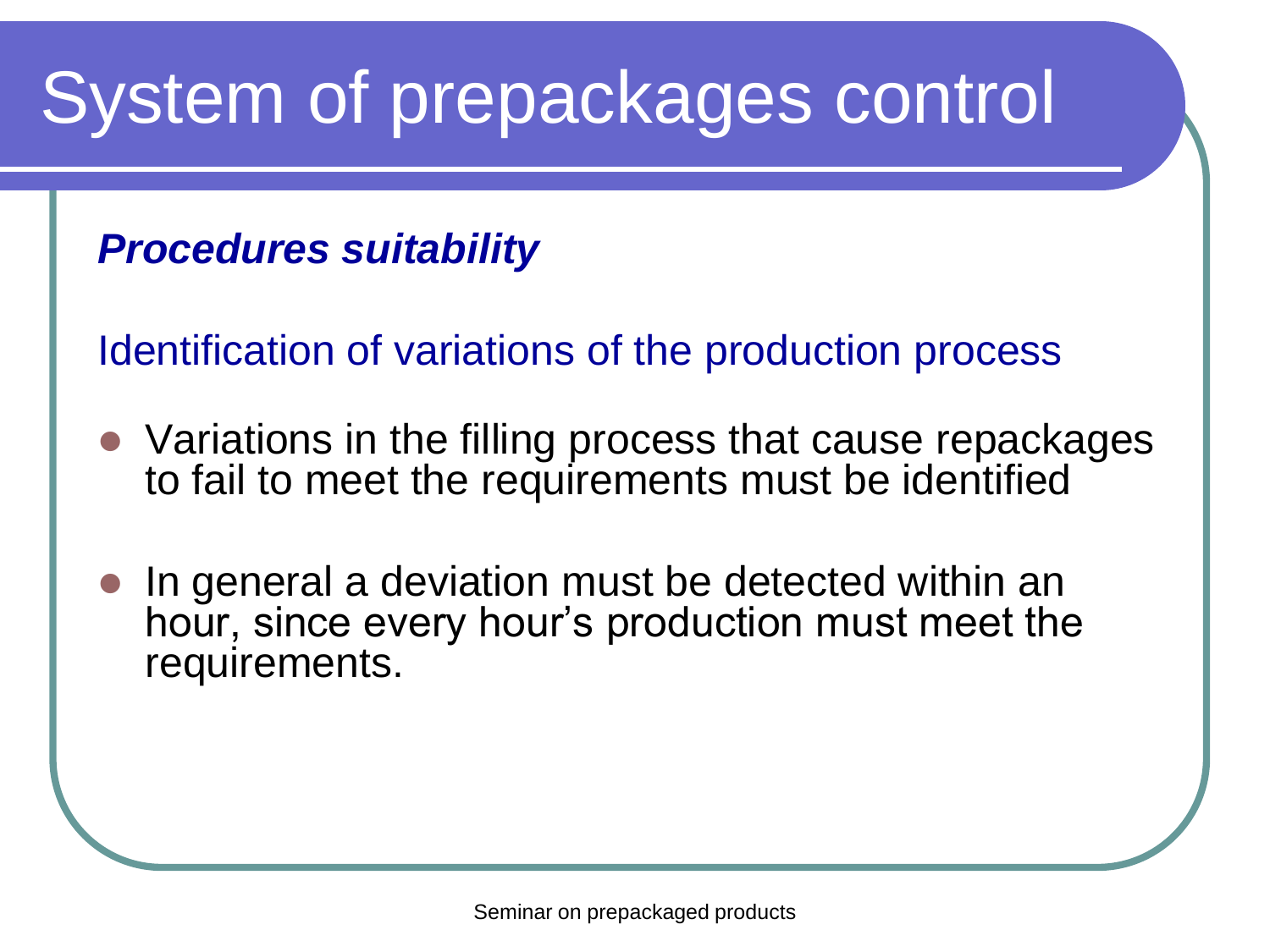# System of prepackages control

***Procedures suitability***

Identification of variations of the production process

- Variations in the filling process that cause repackages to fail to meet the requirements must be identified
- In general a deviation must be detected within an hour, since every hour's production must meet the requirements.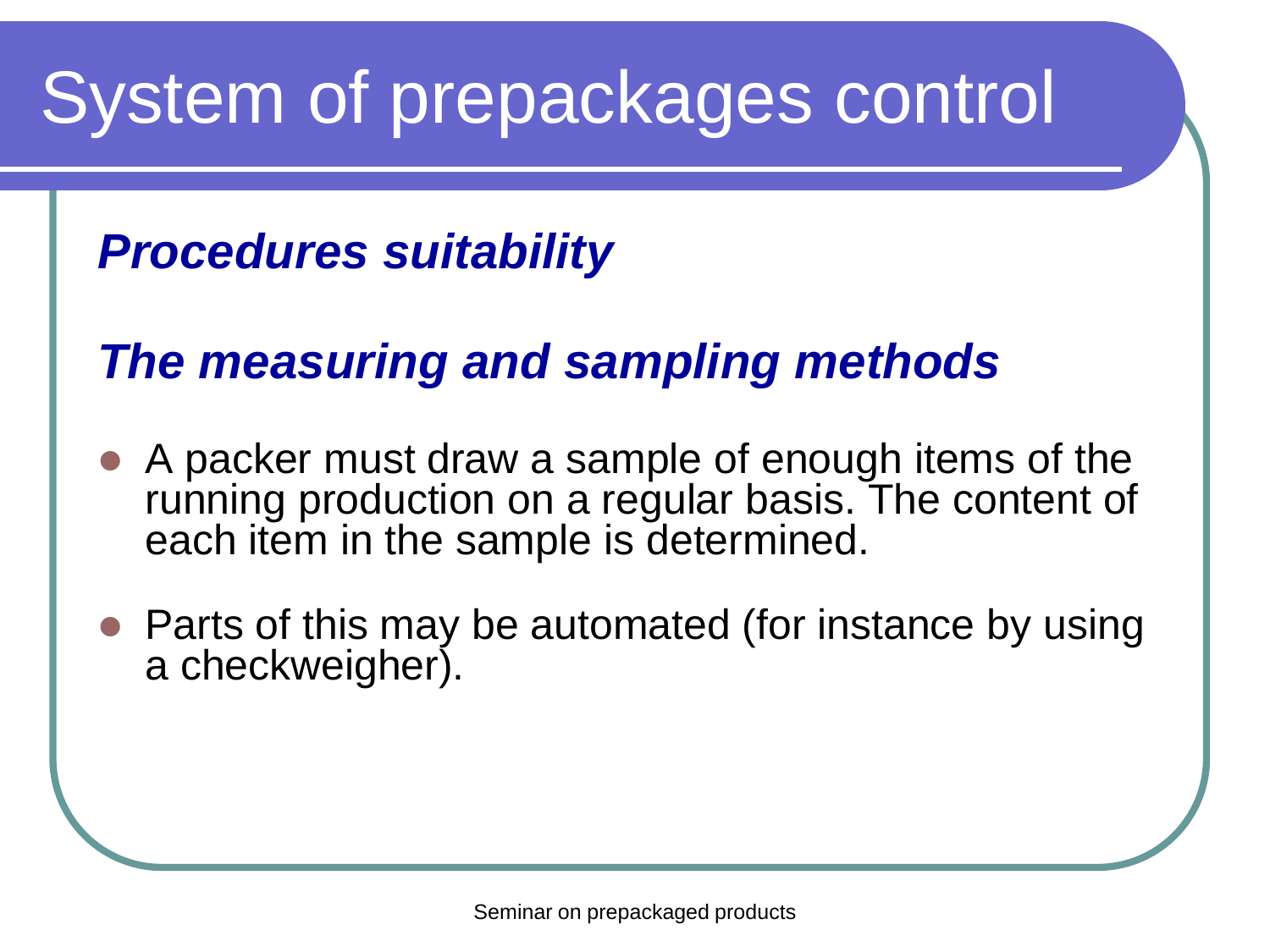# System of prepackages control

***Procedures suitability***

***The measuring and sampling methods***

- A packer must draw a sample of enough items of the running production on a regular basis. The content of each item in the sample is determined.
- Parts of this may be automated (for instance by using a checkweigher).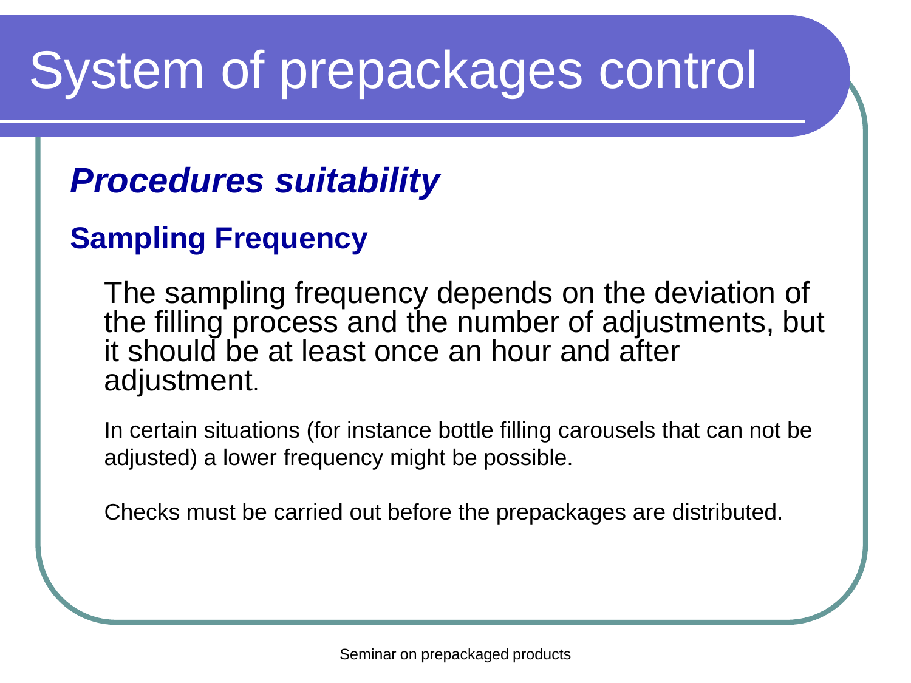# System of prepackages control

## *Procedures suitability*

### Sampling Frequency

The sampling frequency depends on the deviation of the filling process and the number of adjustments, but it should be at least once an hour and after adjustment.

In certain situations (for instance bottle filling carousels that can not be adjusted) a lower frequency might be possible.

Checks must be carried out before the prepackages are distributed.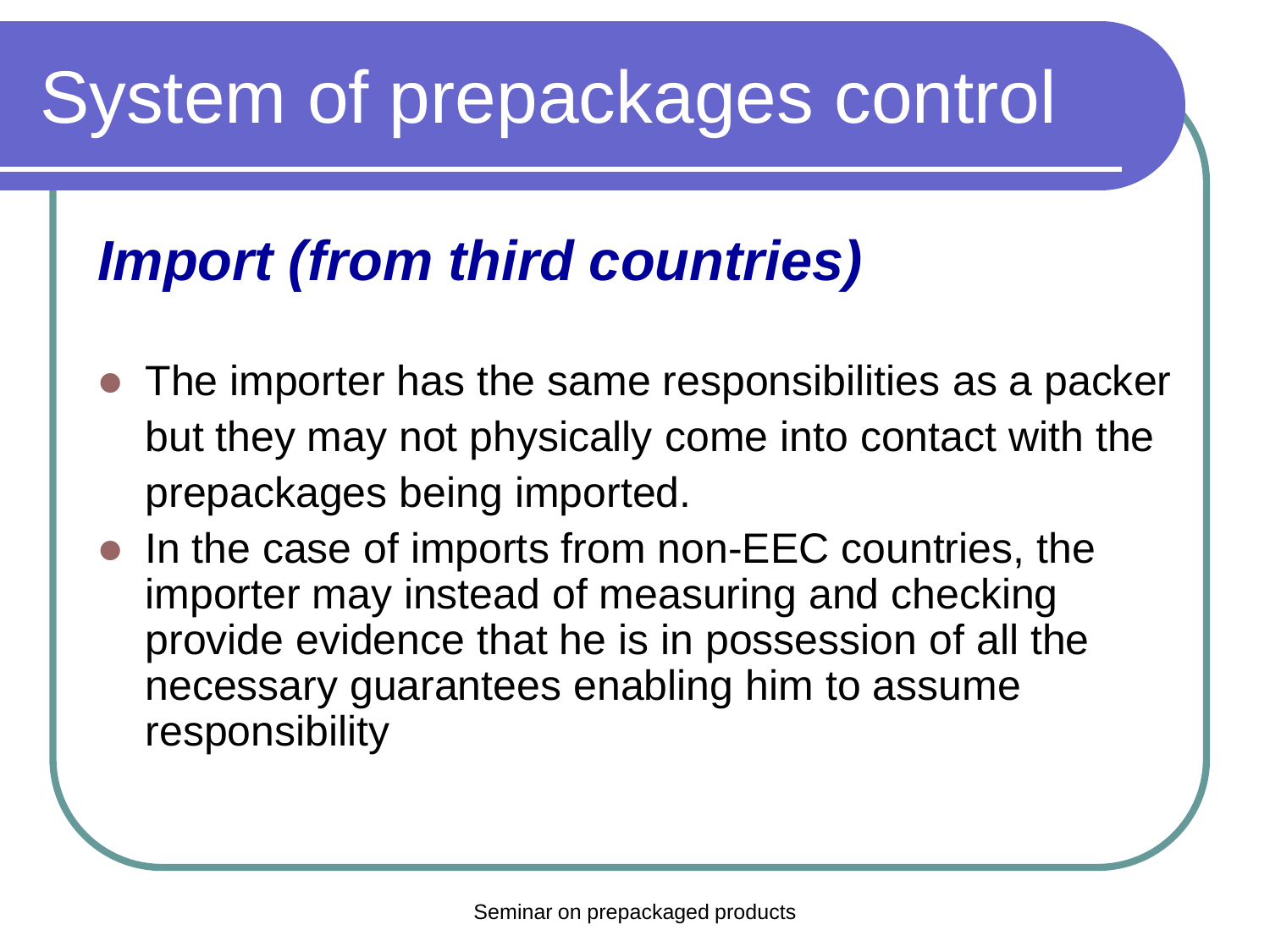# System of prepackages control

## *Import (from third countries)*

- The importer has the same responsibilities as a packer but they may not physically come into contact with the prepackages being imported.
- In the case of imports from non-EEC countries, the importer may instead of measuring and checking provide evidence that he is in possession of all the necessary guarantees enabling him to assume responsibility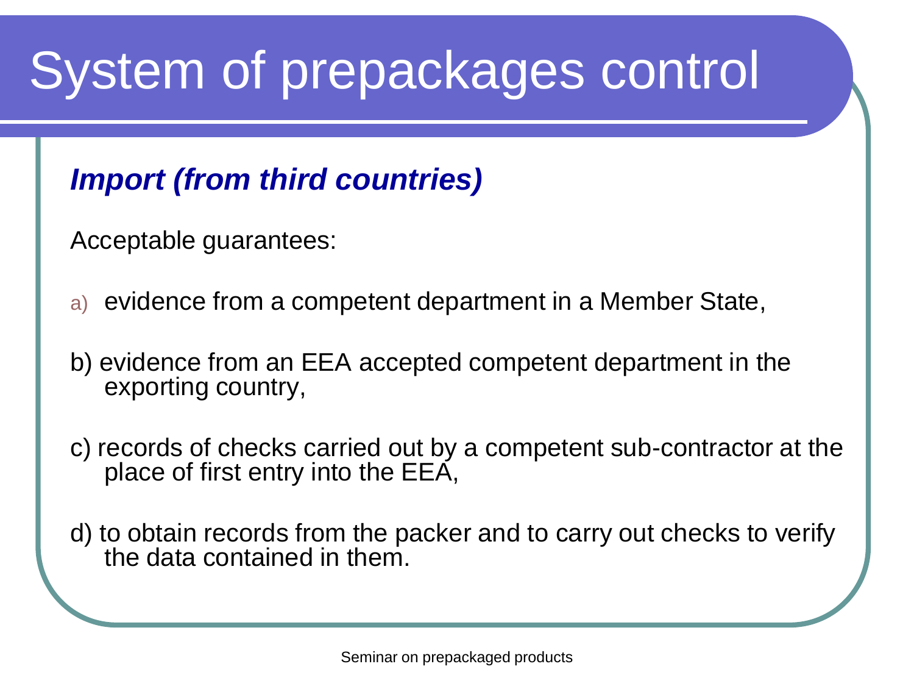# System of prepackages control

***Import (from third countries)***

Acceptable guarantees:

a) evidence from a competent department in a Member State,

b) evidence from an EEA accepted competent department in the exporting country,

c) records of checks carried out by a competent sub-contractor at the place of first entry into the EEA,

d) to obtain records from the packer and to carry out checks to verify the data contained in them.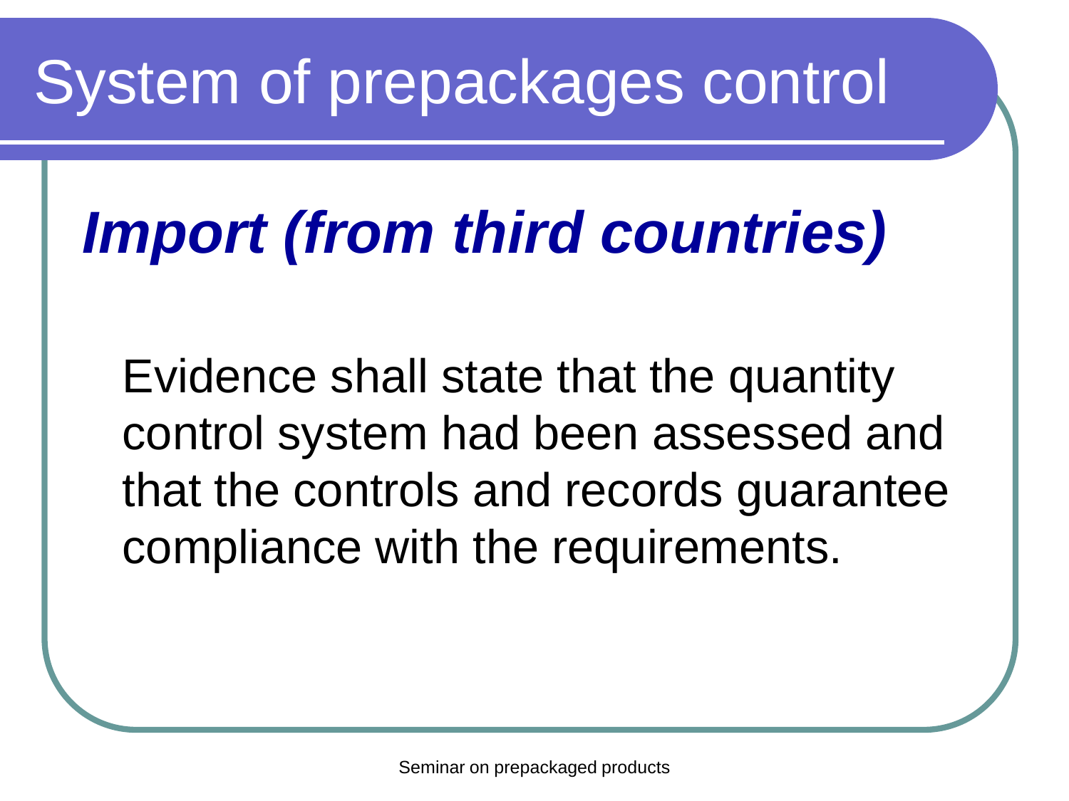# System of prepackages control

## *Import (from third countries)*

Evidence shall state that the quantity control system had been assessed and that the controls and records guarantee compliance with the requirements.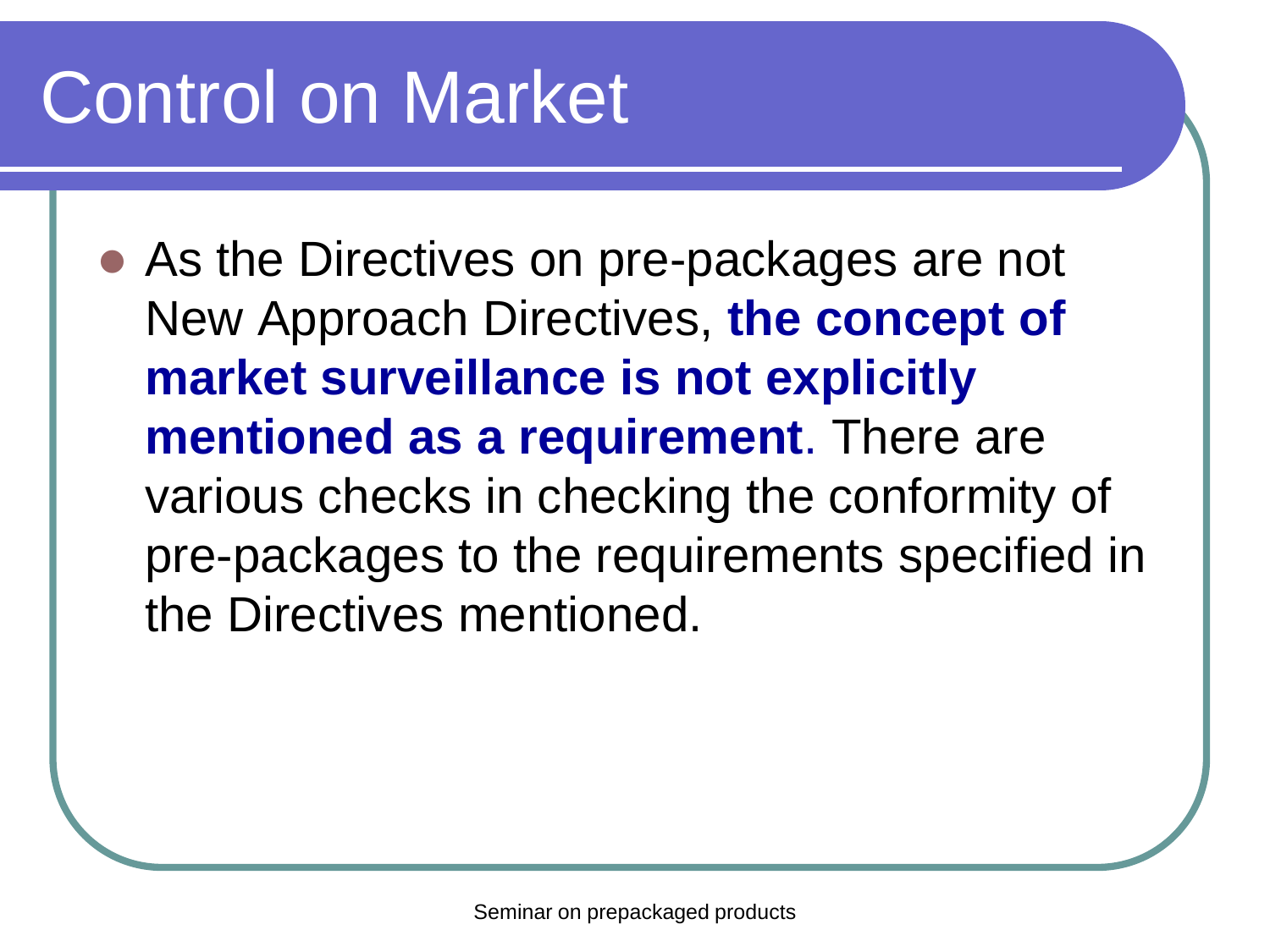# Control on Market

- As the Directives on pre-packages are not New Approach Directives, **the concept of market surveillance is not explicitly mentioned as a requirement**. There are various checks in checking the conformity of pre-packages to the requirements specified in the Directives mentioned.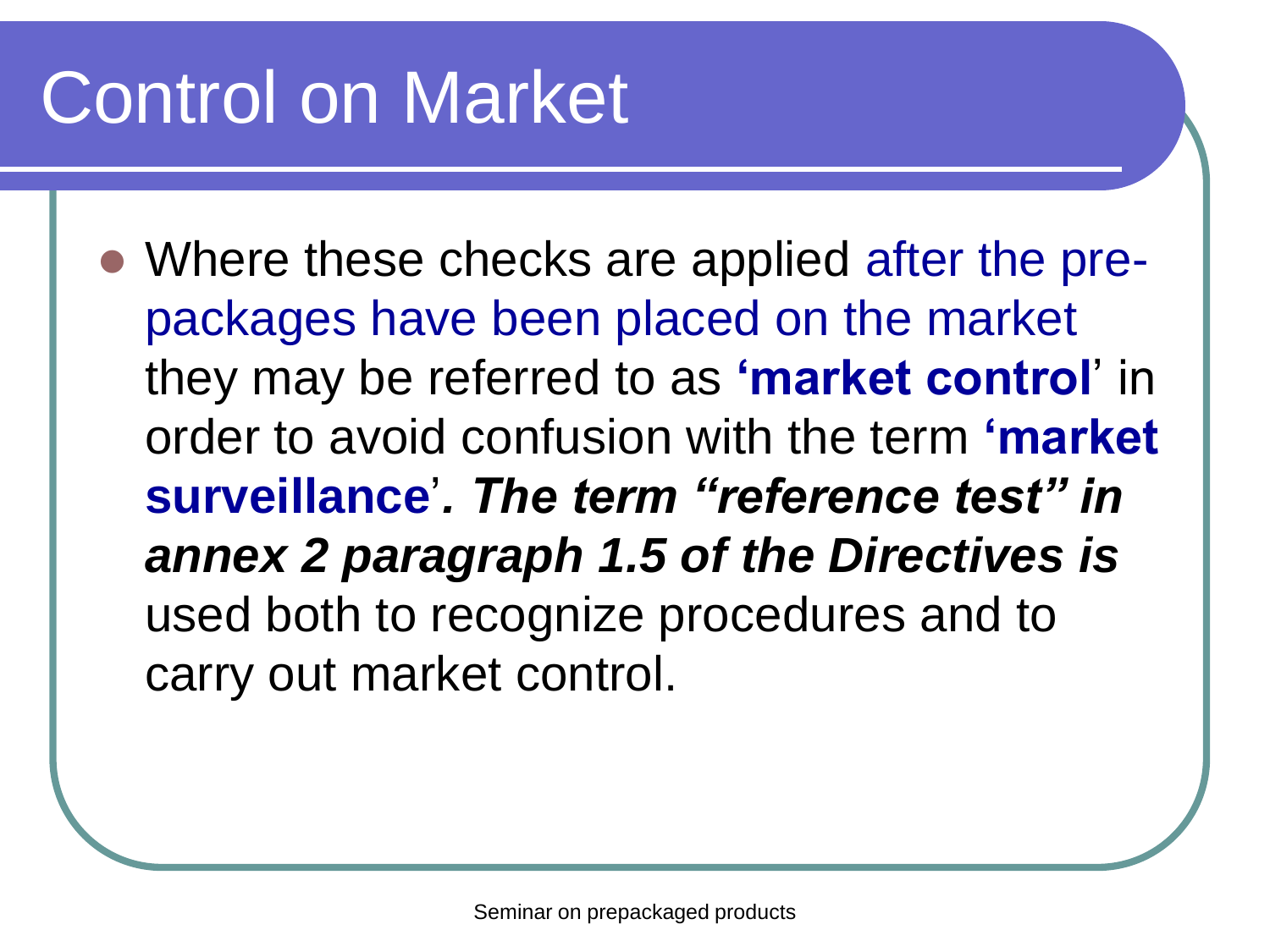# Control on Market

- Where these checks are applied after the pre-packages have been placed on the market they may be referred to as **'market control'** in order to avoid confusion with the term **'market surveillance'*****. The term "reference test" in annex 2 paragraph 1.5 of the Directives is*** used both to recognize procedures and to carry out market control.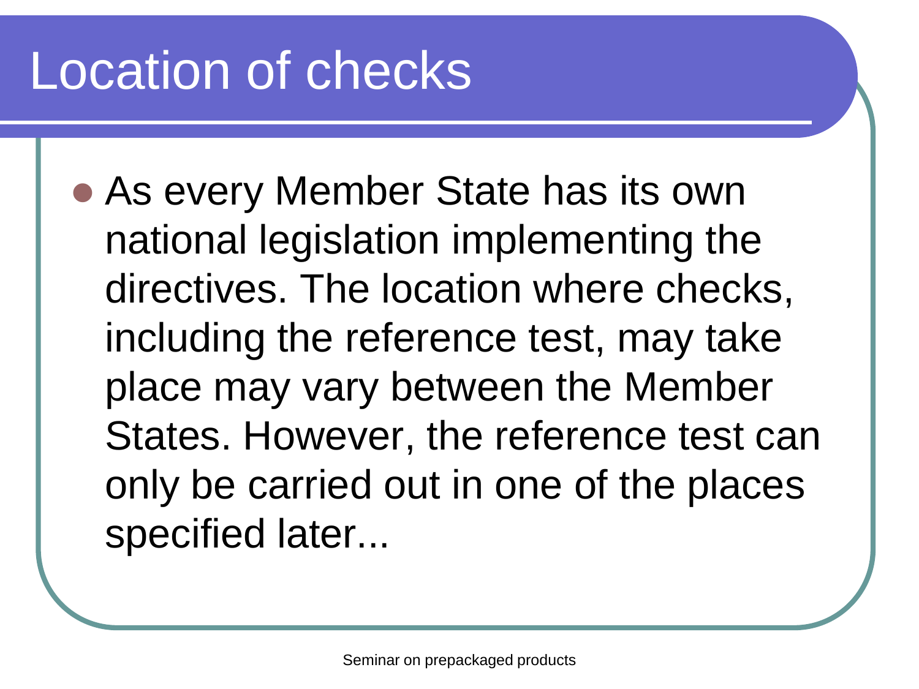# Location of checks

- As every Member State has its own national legislation implementing the directives. The location where checks, including the reference test, may take place may vary between the Member States. However, the reference test can only be carried out in one of the places specified later...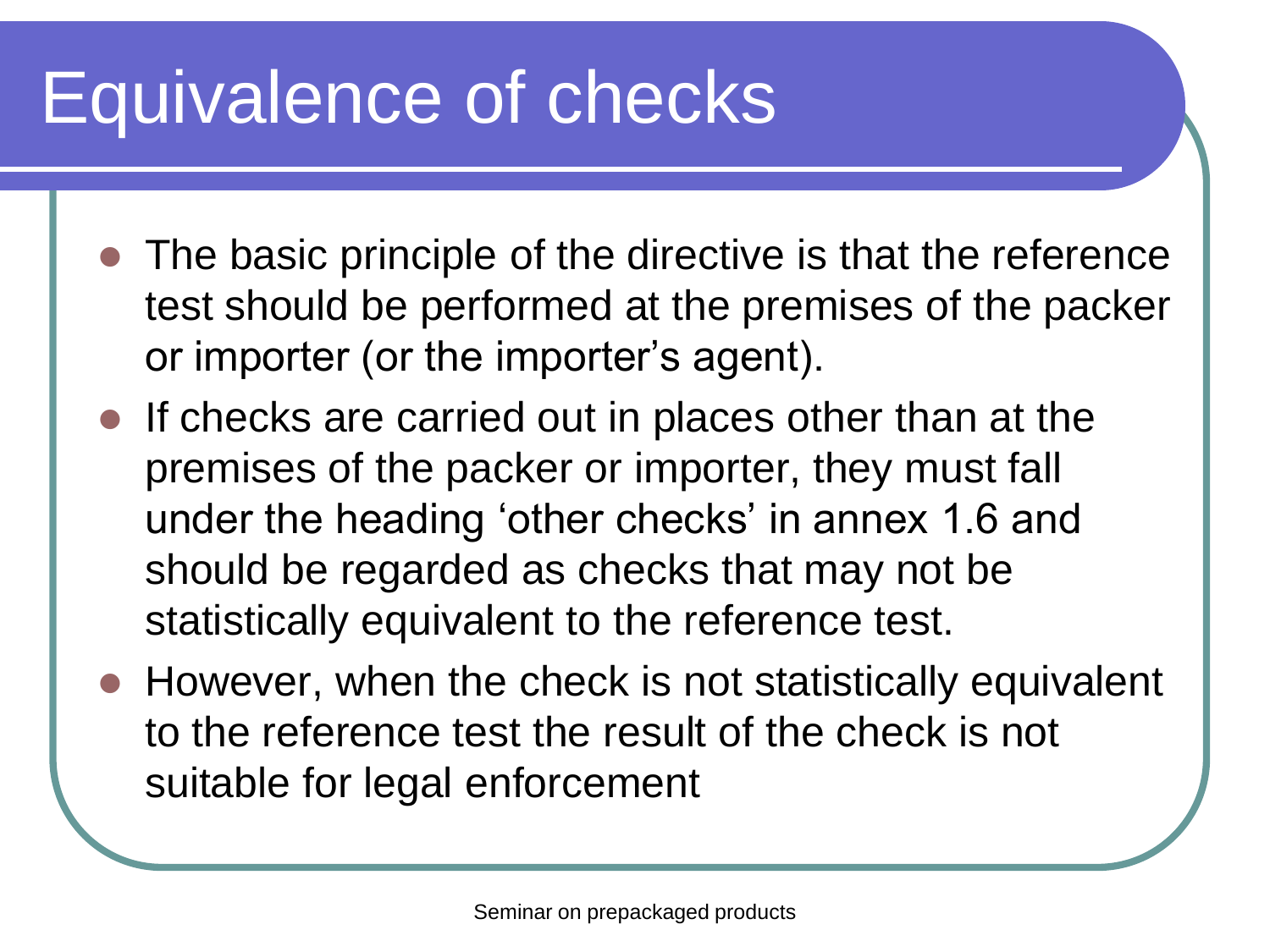# Equivalence of checks

- The basic principle of the directive is that the reference test should be performed at the premises of the packer or importer (or the importer's agent).
- If checks are carried out in places other than at the premises of the packer or importer, they must fall under the heading 'other checks' in annex 1.6 and should be regarded as checks that may not be statistically equivalent to the reference test.
- However, when the check is not statistically equivalent to the reference test the result of the check is not suitable for legal enforcement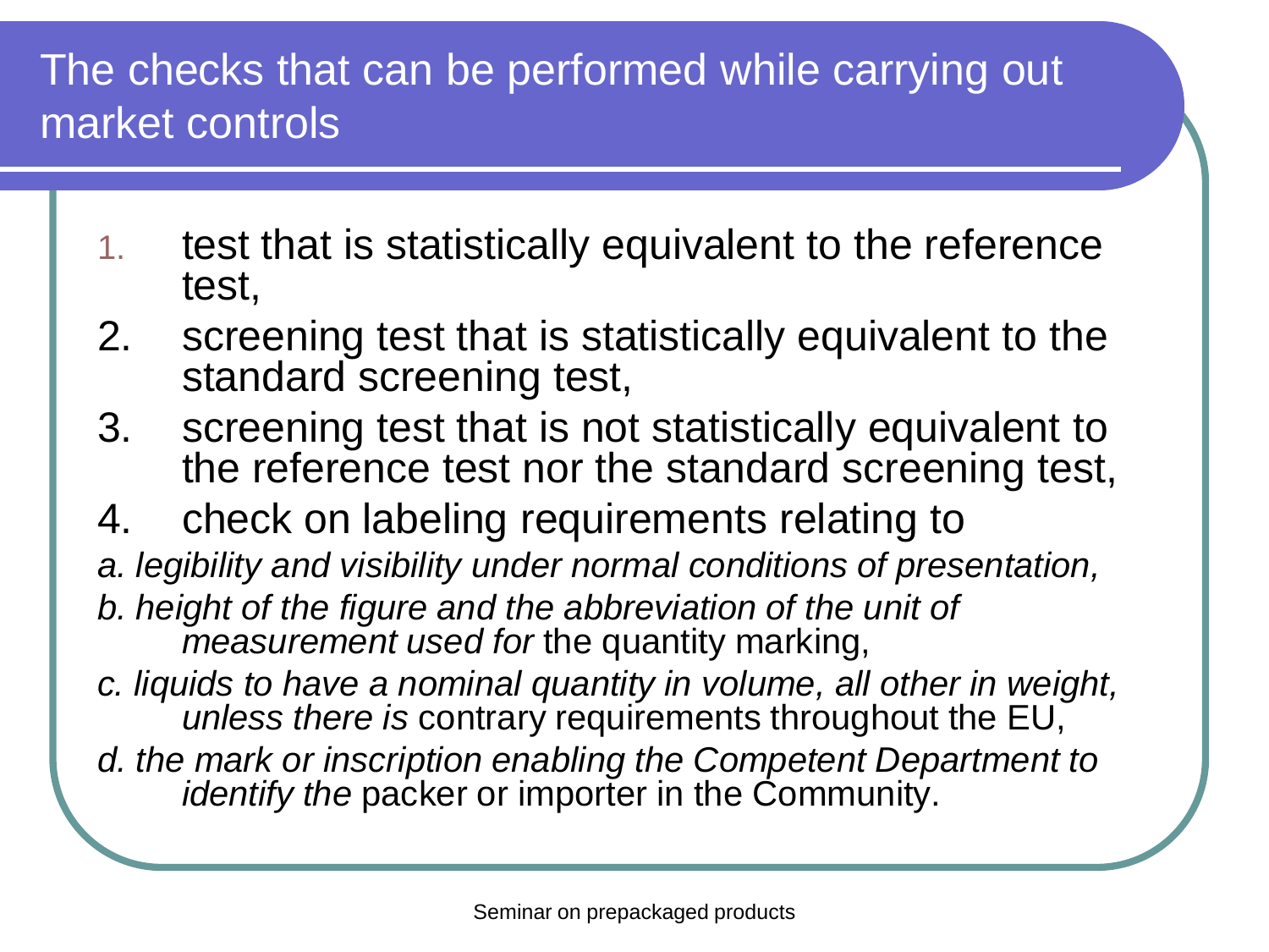# The checks that can be performed while carrying out market controls

1. test that is statistically equivalent to the reference test,
2. screening test that is statistically equivalent to the standard screening test,
3. screening test that is not statistically equivalent to the reference test nor the standard screening test,
4. check on labeling requirements relating to

*a. legibility and visibility under normal conditions of presentation,*

*b. height of the figure and the abbreviation of the unit of measurement used for* the quantity marking,

*c. liquids to have a nominal quantity in volume, all other in weight, unless there is* contrary requirements throughout the EU,

*d. the mark or inscription enabling the Competent Department to identify the* packer or importer in the Community.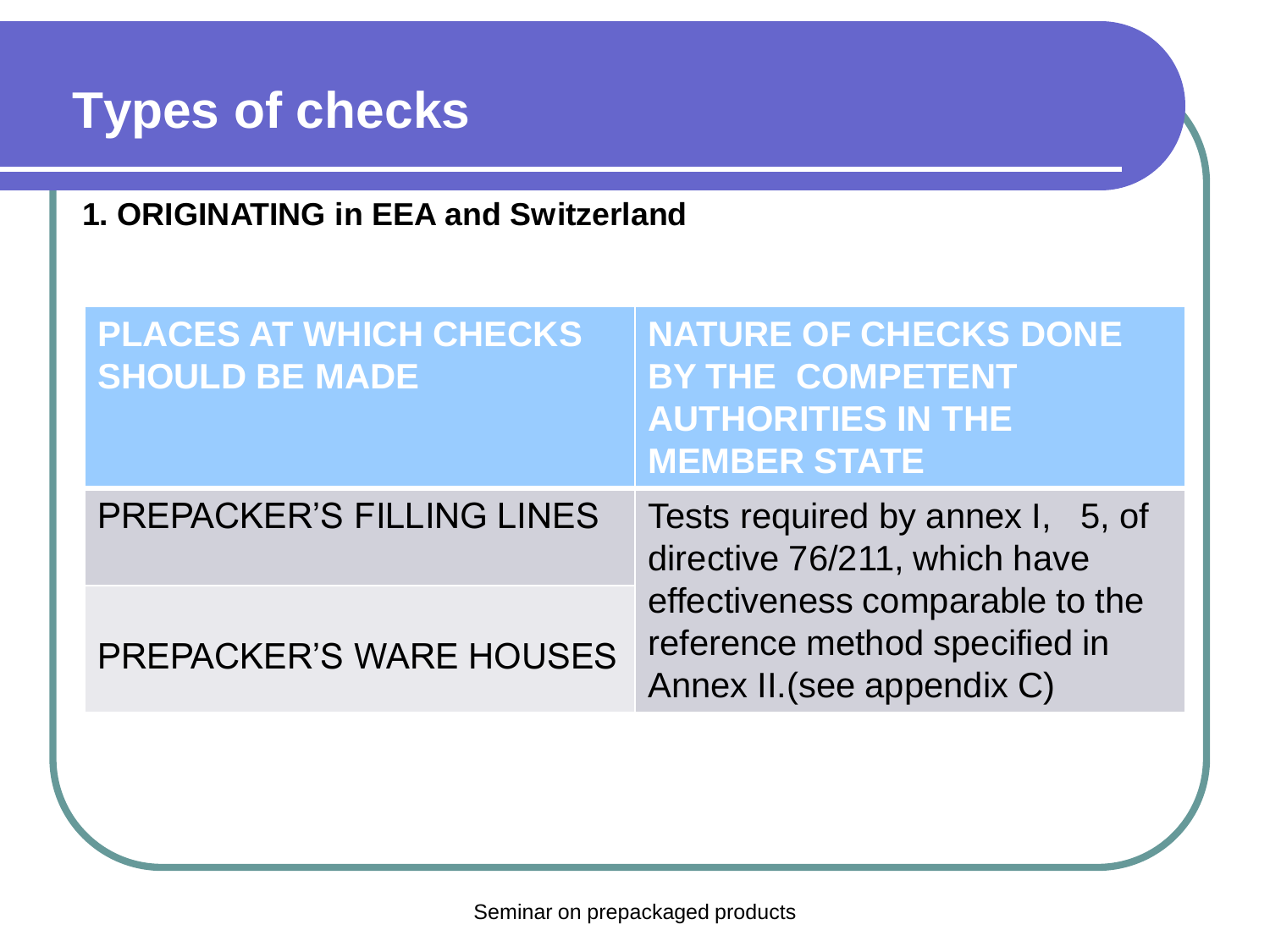# Types of checks

**1. ORIGINATING in EEA and Switzerland**

| PLACES AT WHICH CHECKS SHOULD BE MADE | NATURE OF CHECKS DONE BY THE COMPETENT AUTHORITIES IN THE MEMBER STATE |
| --- | --- |
| PREPACKER'S FILLING LINES | Tests required by annex I, 5, of directive 76/211, which have effectiveness comparable to the reference method specified in Annex II.(see appendix C) |
| PREPACKER'S WARE HOUSES | |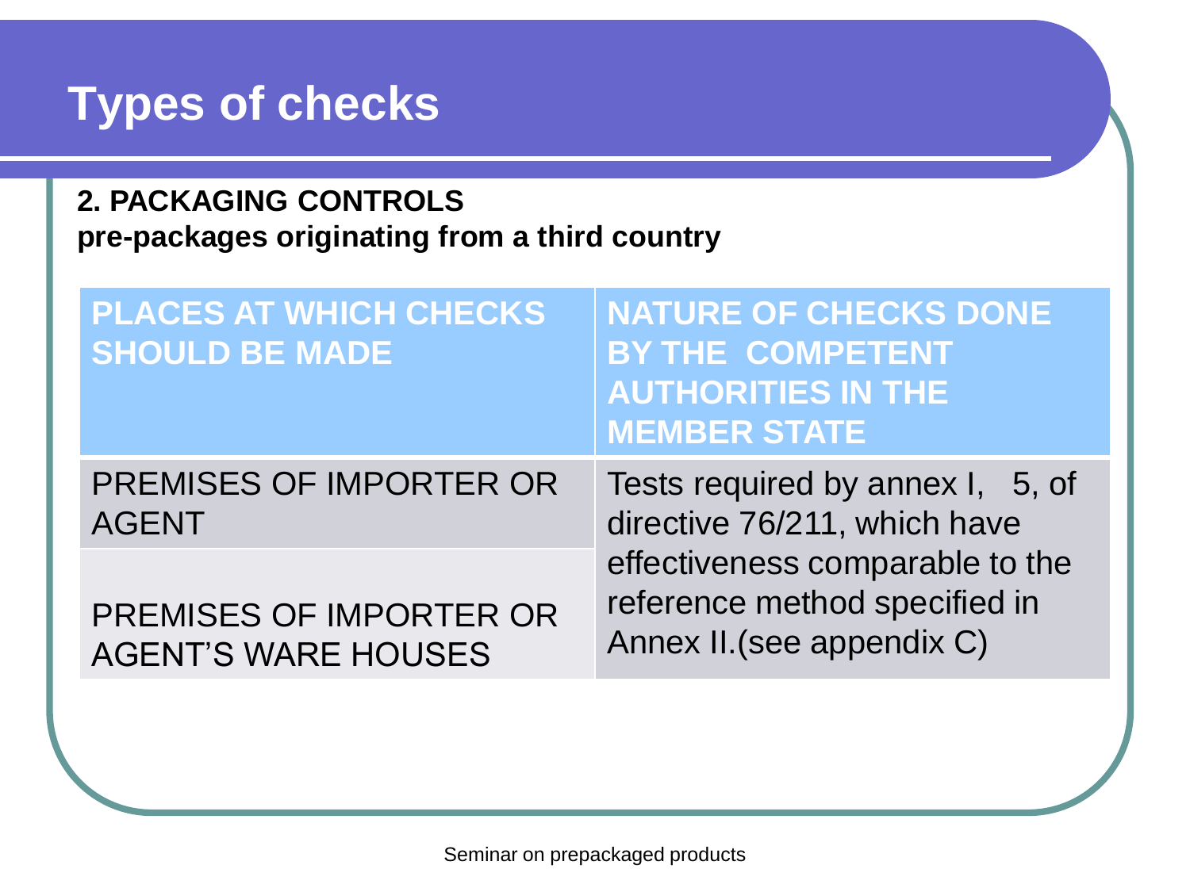# Types of checks

**2. PACKAGING CONTROLS**
**pre-packages originating from a third country**

| PLACES AT WHICH CHECKS SHOULD BE MADE | NATURE OF CHECKS DONE BY THE COMPETENT AUTHORITIES IN THE MEMBER STATE |
| --- | --- |
| PREMISES OF IMPORTER OR AGENT | Tests required by annex I, 5, of directive 76/211, which have effectiveness comparable to the reference method specified in Annex II.(see appendix C) |
| PREMISES OF IMPORTER OR AGENT'S WARE HOUSES | |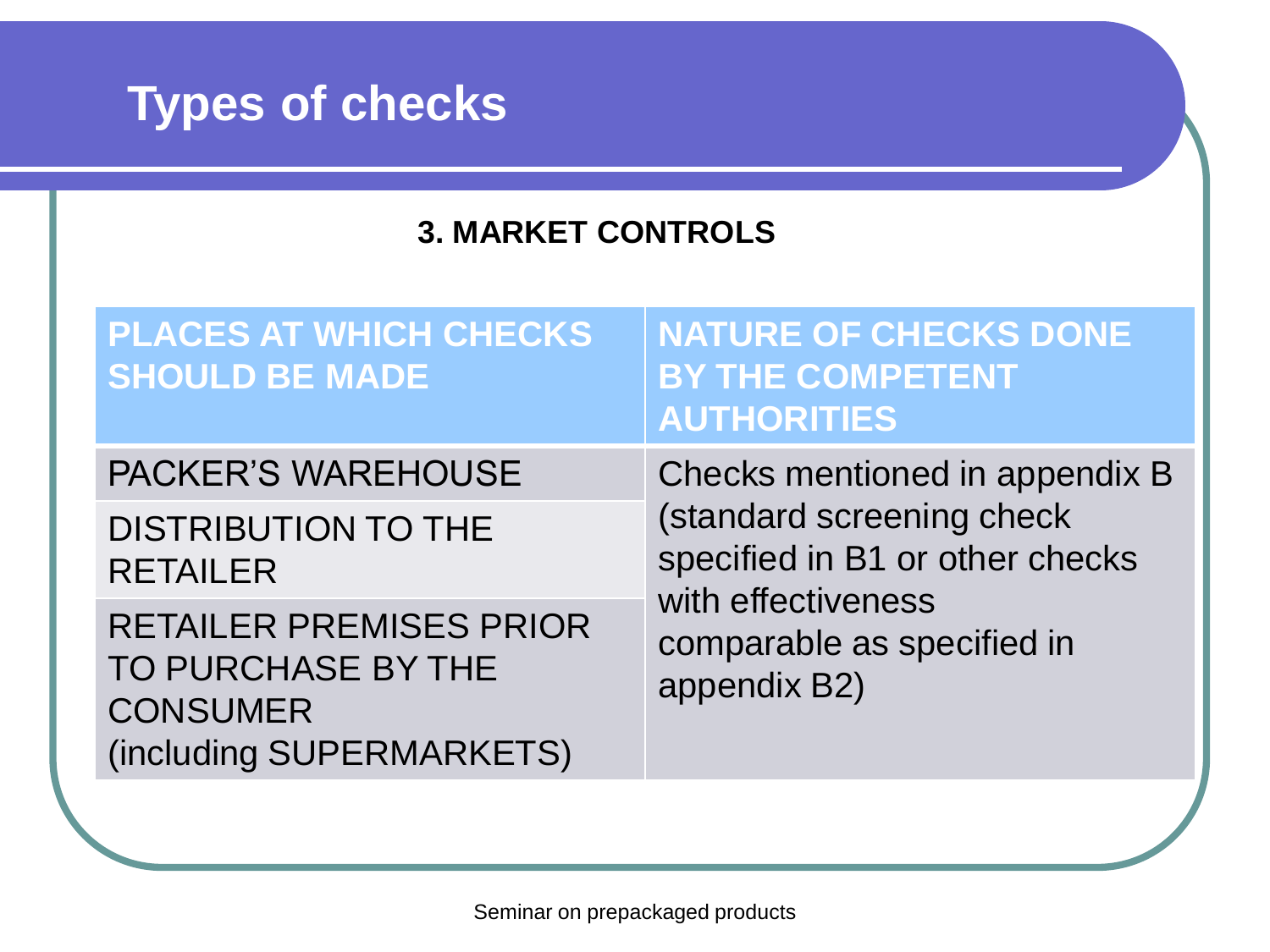# Types of checks

**3. MARKET CONTROLS**

| PLACES AT WHICH CHECKS SHOULD BE MADE | NATURE OF CHECKS DONE BY THE COMPETENT AUTHORITIES |
|---|---|
| PACKER'S WAREHOUSE | Checks mentioned in appendix B (standard screening check specified in B1 or other checks with effectiveness comparable as specified in appendix B2) |
| DISTRIBUTION TO THE RETAILER | |
| RETAILER PREMISES PRIOR TO PURCHASE BY THE CONSUMER (including SUPERMARKETS) | |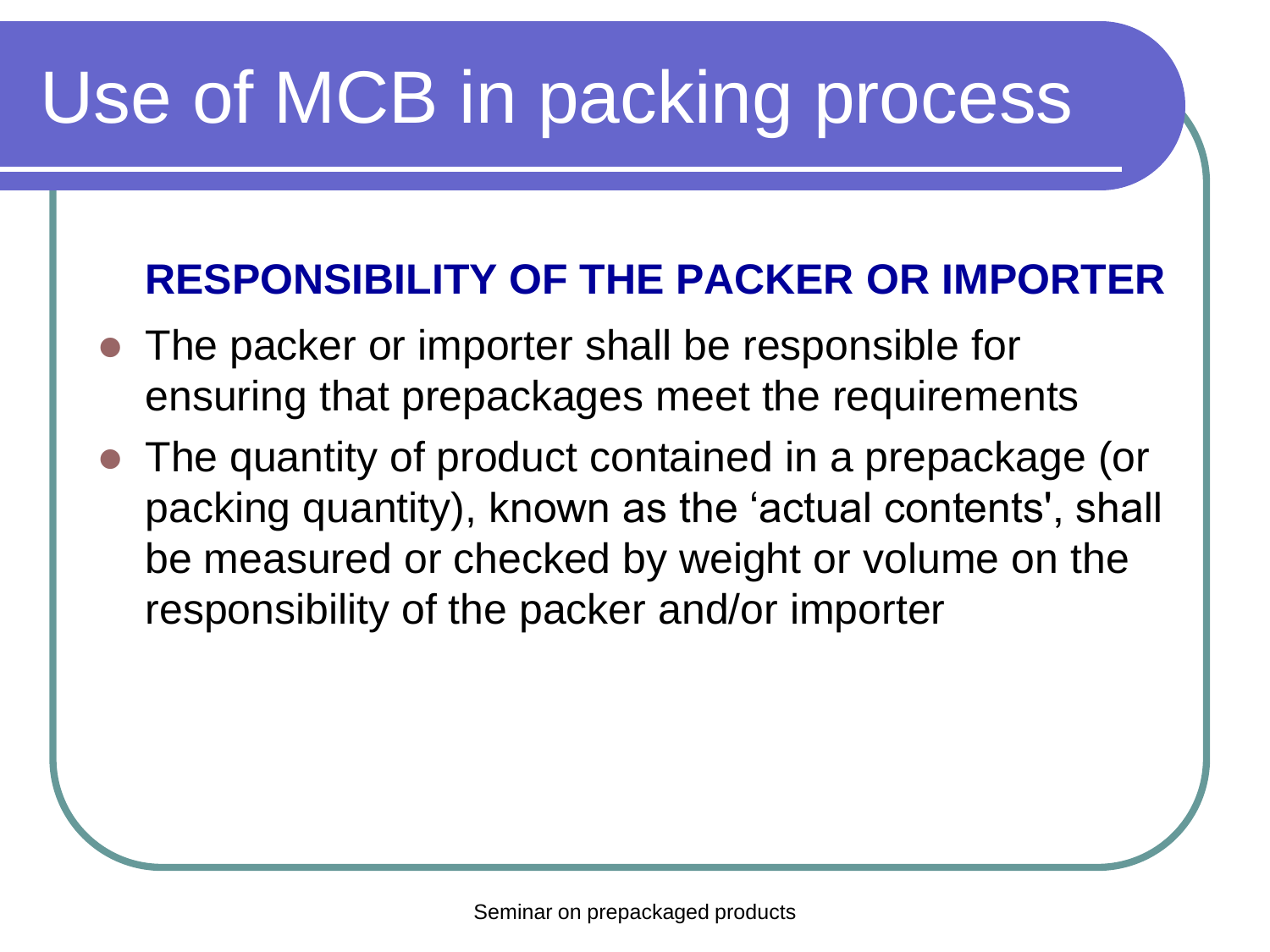# Use of MCB in packing process

**RESPONSIBILITY OF THE PACKER OR IMPORTER**

- The packer or importer shall be responsible for ensuring that prepackages meet the requirements
- The quantity of product contained in a prepackage (or packing quantity), known as the ‘actual contents', shall be measured or checked by weight or volume on the responsibility of the packer and/or importer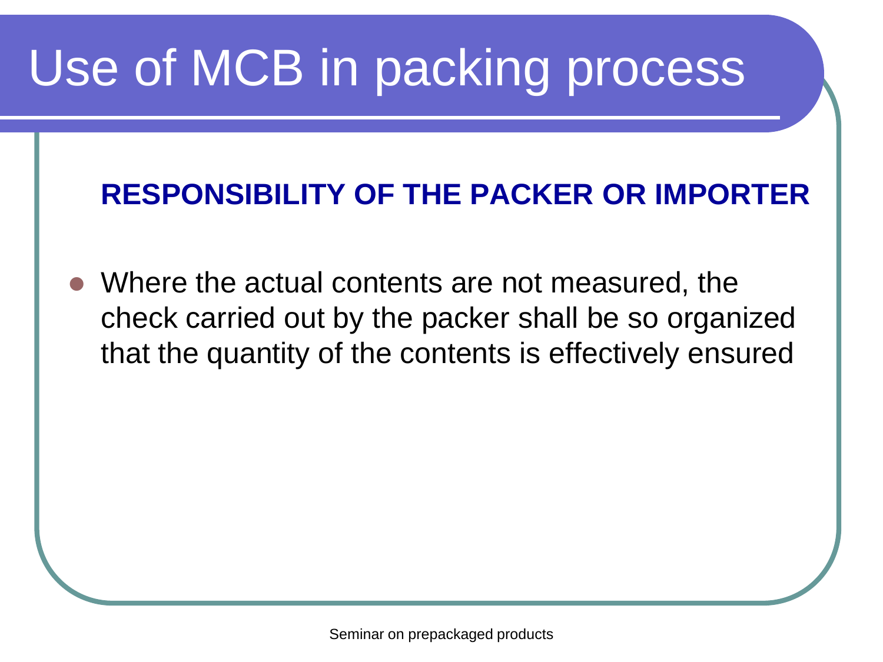# Use of MCB in packing process

**RESPONSIBILITY OF THE PACKER OR IMPORTER**

- Where the actual contents are not measured, the check carried out by the packer shall be so organized that the quantity of the contents is effectively ensured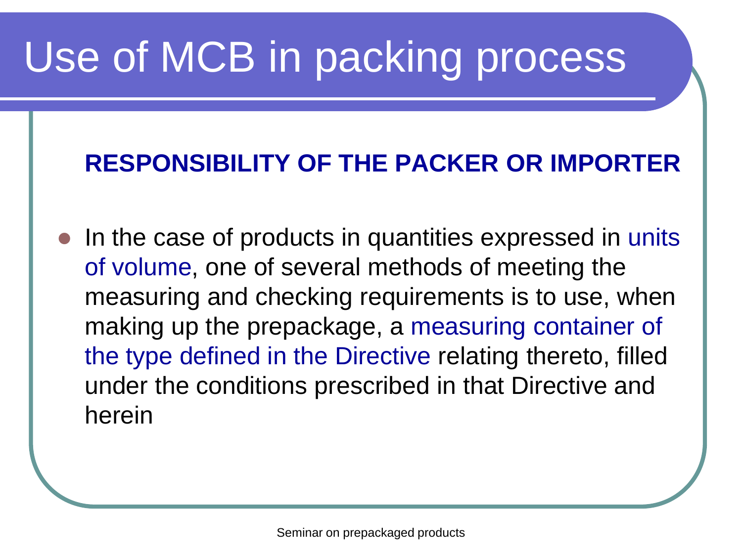# Use of MCB in packing process

**RESPONSIBILITY OF THE PACKER OR IMPORTER**

- In the case of products in quantities expressed in units of volume, one of several methods of meeting the measuring and checking requirements is to use, when making up the prepackage, a measuring container of the type defined in the Directive relating thereto, filled under the conditions prescribed in that Directive and herein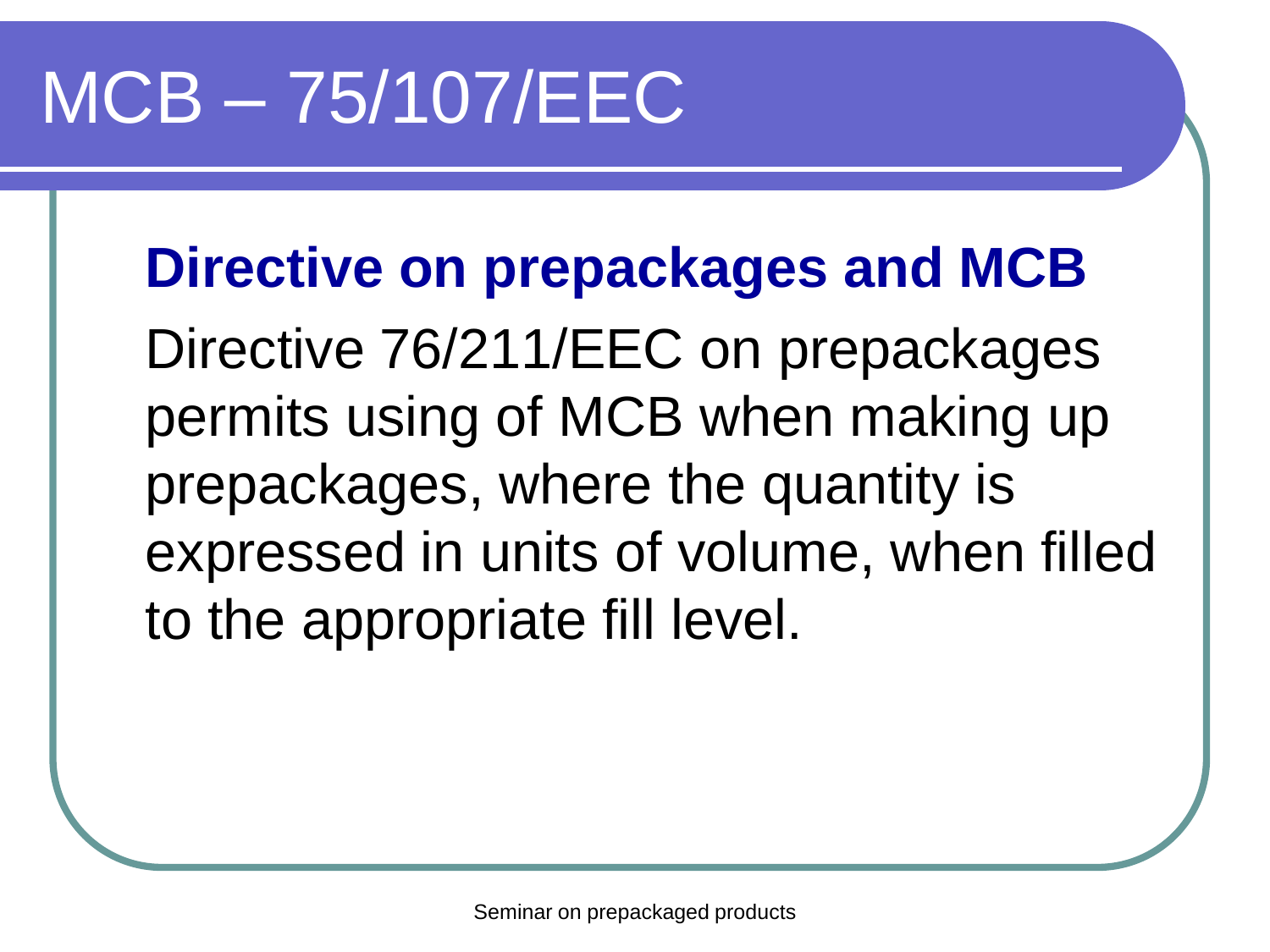# MCB – 75/107/EEC

**Directive on prepackages and MCB**

Directive 76/211/EEC on prepackages permits using of MCB when making up prepackages, where the quantity is expressed in units of volume, when filled to the appropriate fill level.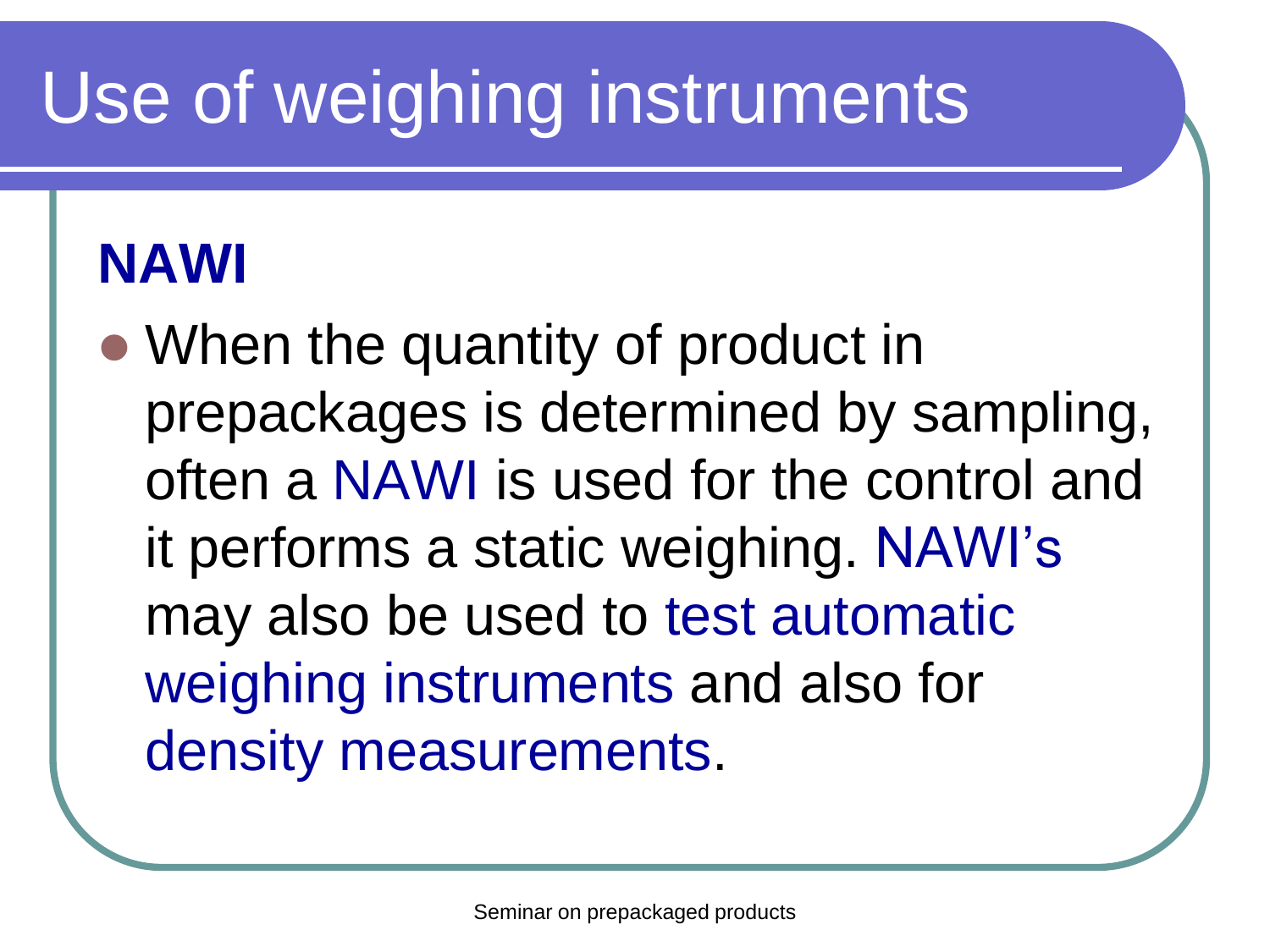# Use of weighing instruments

**NAWI**

- When the quantity of product in prepackages is determined by sampling, often a NAWI is used for the control and it performs a static weighing. NAWI's may also be used to test automatic weighing instruments and also for density measurements.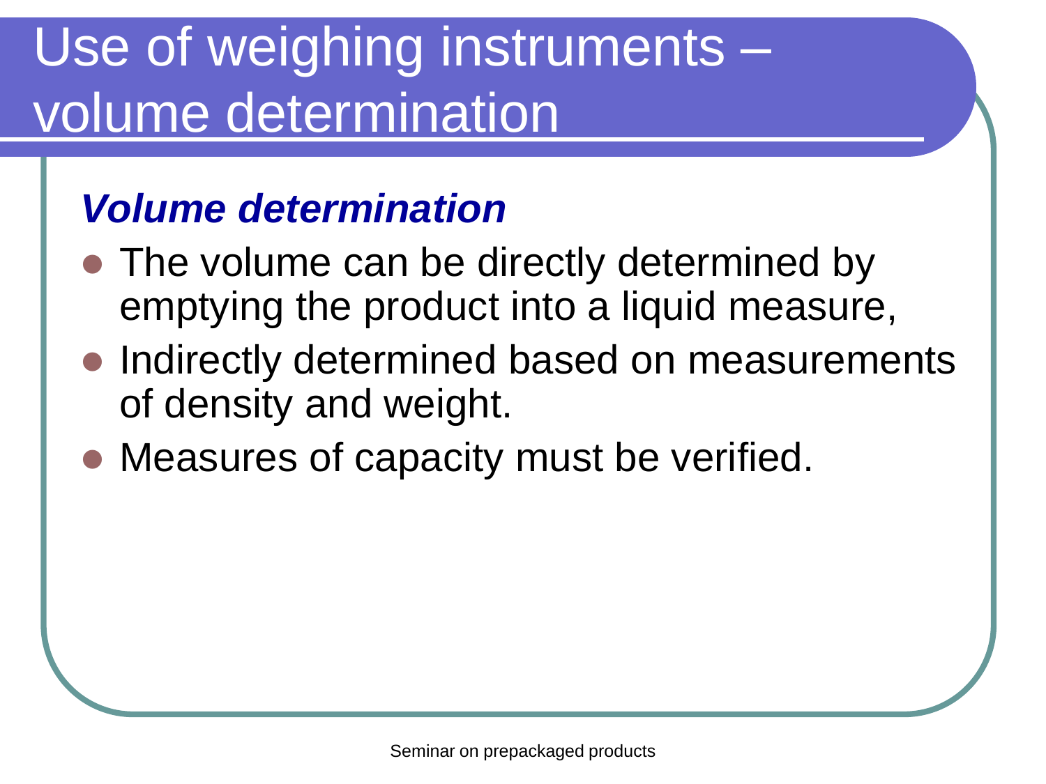# Use of weighing instruments – volume determination

***Volume determination***

- The volume can be directly determined by emptying the product into a liquid measure,
- Indirectly determined based on measurements of density and weight.
- Measures of capacity must be verified.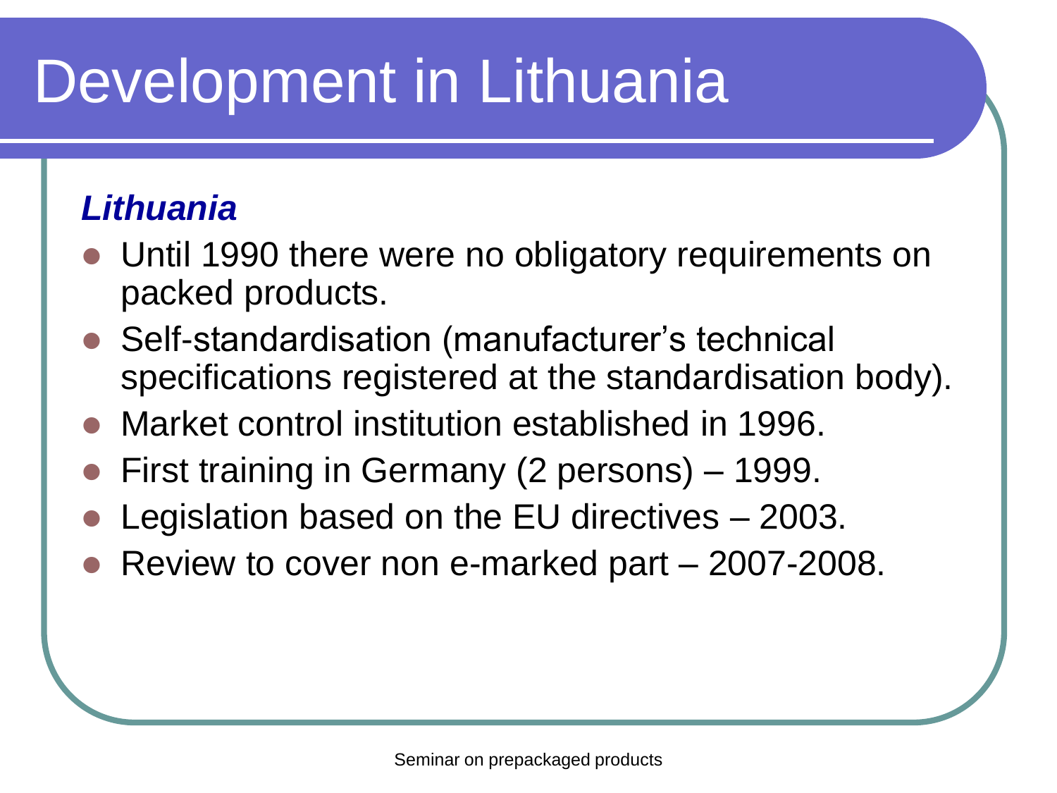# Development in Lithuania

***Lithuania***

- Until 1990 there were no obligatory requirements on packed products.
- Self-standardisation (manufacturer's technical specifications registered at the standardisation body).
- Market control institution established in 1996.
- First training in Germany (2 persons) – 1999.
- Legislation based on the EU directives – 2003.
- Review to cover non e-marked part – 2007-2008.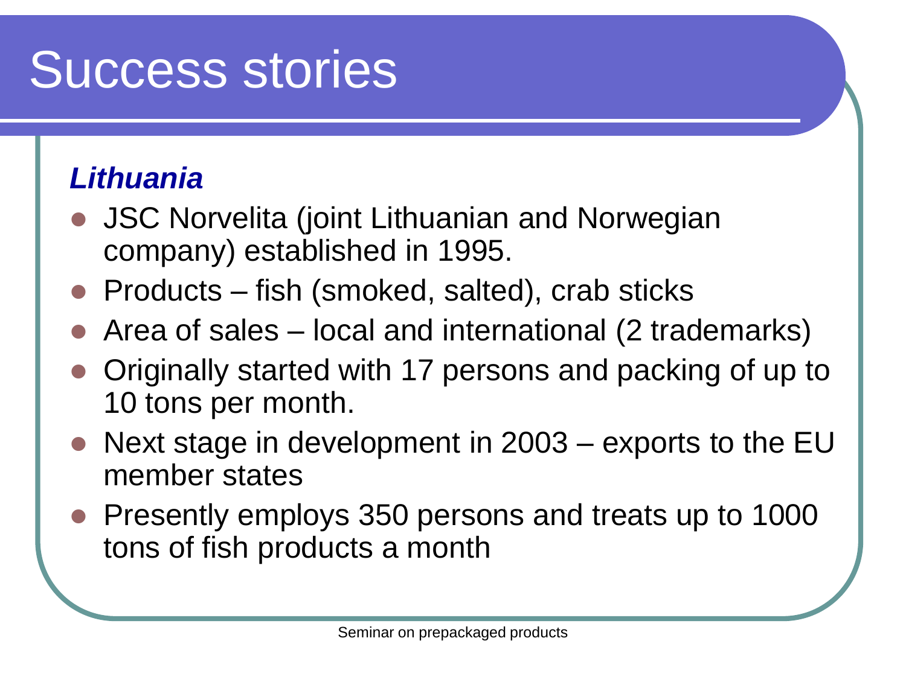# Success stories

***Lithuania***

- JSC Norvelita (joint Lithuanian and Norwegian company) established in 1995.
- Products – fish (smoked, salted), crab sticks
- Area of sales – local and international (2 trademarks)
- Originally started with 17 persons and packing of up to 10 tons per month.
- Next stage in development in 2003 – exports to the EU member states
- Presently employs 350 persons and treats up to 1000 tons of fish products a month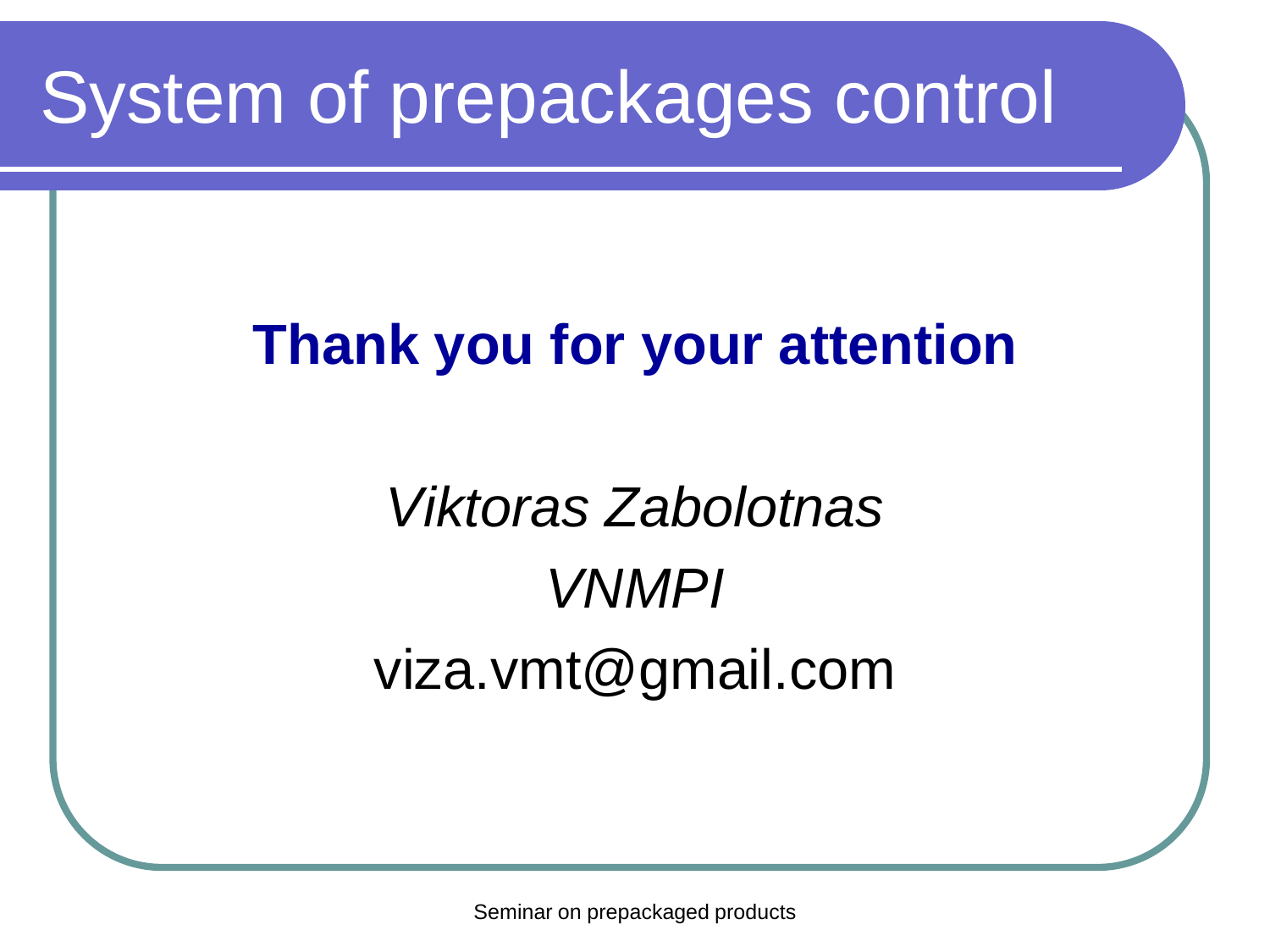# System of prepackages control

**Thank you for your attention**

*Viktoras Zabolotnas*

*VNMPI*

viza.vmt@gmail.com